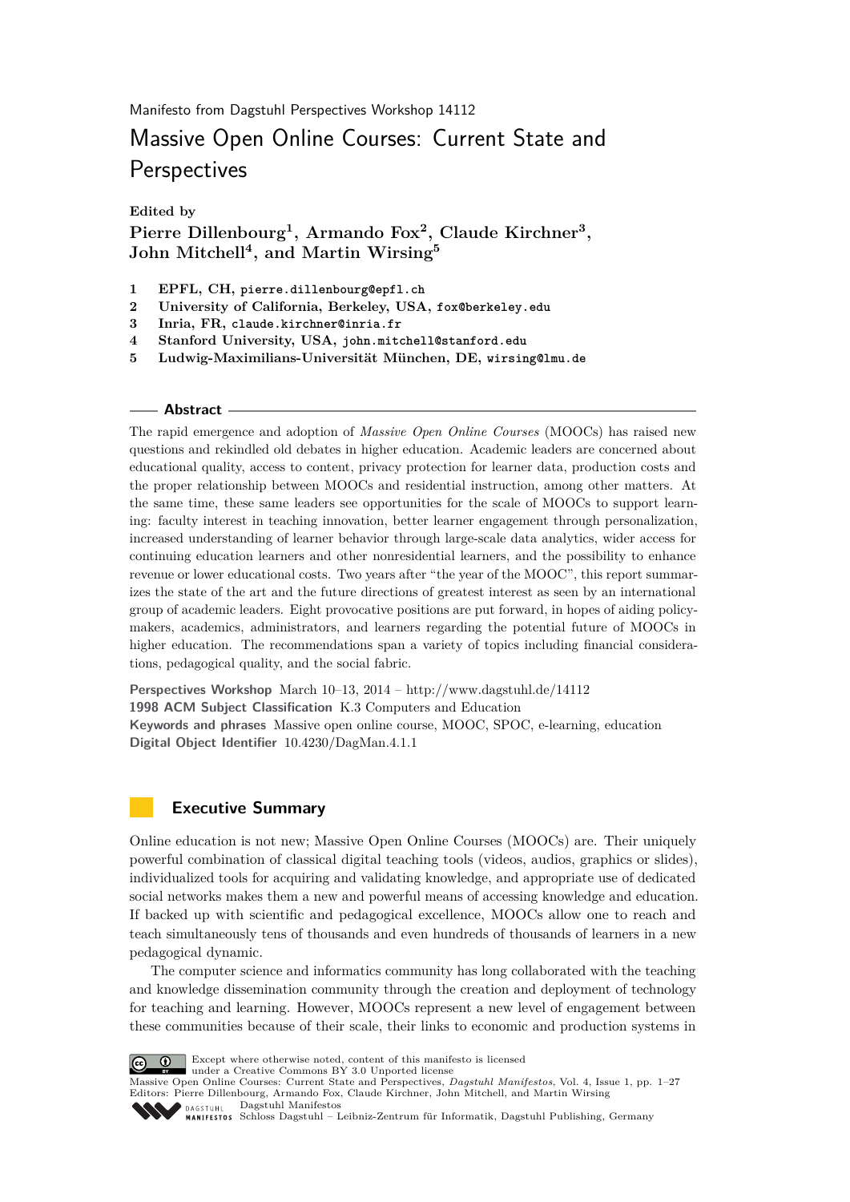Manifesto from Dagstuhl Perspectives Workshop 14112

# Massive Open Online Courses: Current State and Perspectives

**Edited by**
**Pierre Dillenbourg[1], Armando Fox[2], Claude Kirchner[3], John Mitchell[4], and Martin Wirsing[5]**

1. **EPFL, CH,** pierre.dillenbourg@epfl.ch
2. **University of California, Berkeley, USA,** fox@berkeley.edu
3. **Inria, FR,** claude.kirchner@inria.fr
4. **Stanford University, USA,** john.mitchell@stanford.edu
5. **Ludwig-Maximilians-Universität München, DE,** wirsing@lmu.de

## Abstract

The rapid emergence and adoption of *Massive Open Online Courses* (MOOCs) has raised new questions and rekindled old debates in higher education. Academic leaders are concerned about educational quality, access to content, privacy protection for learner data, production costs and the proper relationship between MOOCs and residential instruction, among other matters. At the same time, these same leaders see opportunities for the scale of MOOCs to support learning: faculty interest in teaching innovation, better learner engagement through personalization, increased understanding of learner behavior through large-scale data analytics, wider access for continuing education learners and other nonresidential learners, and the possibility to enhance revenue or lower educational costs. Two years after "the year of the MOOC", this report summarizes the state of the art and the future directions of greatest interest as seen by an international group of academic leaders. Eight provocative positions are put forward, in hopes of aiding policy-makers, academics, administrators, and learners regarding the potential future of MOOCs in higher education. The recommendations span a variety of topics including financial considerations, pedagogical quality, and the social fabric.

**Perspectives Workshop** March 10–13, 2014 – http://www.dagstuhl.de/14112
**1998 ACM Subject Classification** K.3 Computers and Education
**Keywords and phrases** Massive open online course, MOOC, SPOC, e-learning, education
**Digital Object Identifier** 10.4230/DagMan.4.1.1

## Executive Summary

Online education is not new; Massive Open Online Courses (MOOCs) are. Their uniquely powerful combination of classical digital teaching tools (videos, audios, graphics or slides), individualized tools for acquiring and validating knowledge, and appropriate use of dedicated social networks makes them a new and powerful means of accessing knowledge and education. If backed up with scientific and pedagogical excellence, MOOCs allow one to reach and teach simultaneously tens of thousands and even hundreds of thousands of learners in a new pedagogical dynamic.

The computer science and informatics community has long collaborated with the teaching and knowledge dissemination community through the creation and deployment of technology for teaching and learning. However, MOOCs represent a new level of engagement between these communities because of their scale, their links to economic and production systems in

Except where otherwise noted, content of this manifesto is licensed under a Creative Commons BY 3.0 Unported license
Massive Open Online Courses: Current State and Perspectives, *Dagstuhl Manifestos*, Vol. 4, Issue 1, pp. 1–27
Editors: Pierre Dillenbourg, Armando Fox, Claude Kirchner, John Mitchell, and Martin Wirsing
Dagstuhl Manifestos
Schloss Dagstuhl – Leibniz-Zentrum für Informatik, Dagstuhl Publishing, Germany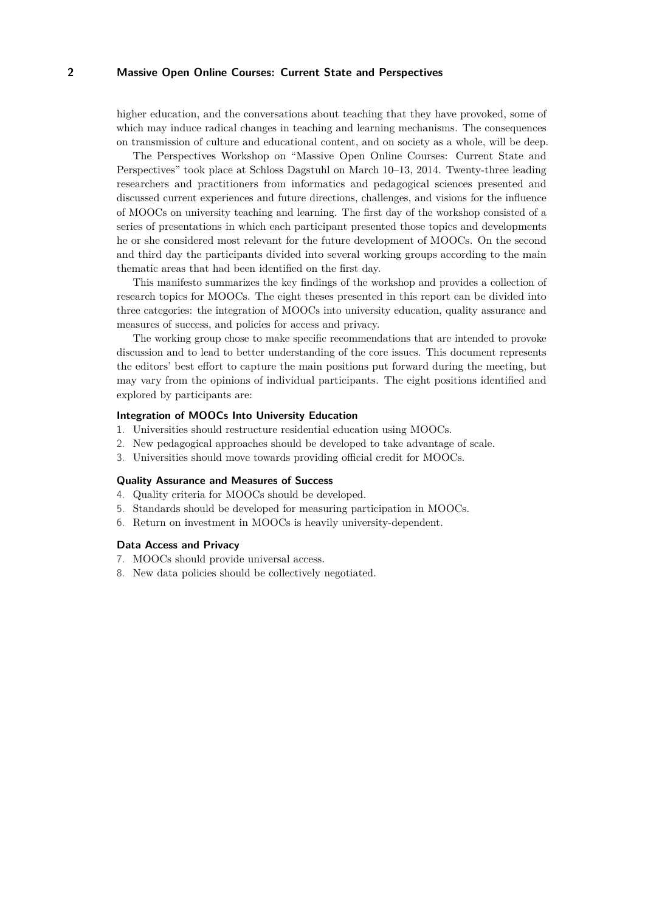higher education, and the conversations about teaching that they have provoked, some of which may induce radical changes in teaching and learning mechanisms. The consequences on transmission of culture and educational content, and on society as a whole, will be deep.

The Perspectives Workshop on "Massive Open Online Courses: Current State and Perspectives" took place at Schloss Dagstuhl on March 10–13, 2014. Twenty-three leading researchers and practitioners from informatics and pedagogical sciences presented and discussed current experiences and future directions, challenges, and visions for the influence of MOOCs on university teaching and learning. The first day of the workshop consisted of a series of presentations in which each participant presented those topics and developments he or she considered most relevant for the future development of MOOCs. On the second and third day the participants divided into several working groups according to the main thematic areas that had been identified on the first day.

This manifesto summarizes the key findings of the workshop and provides a collection of research topics for MOOCs. The eight theses presented in this report can be divided into three categories: the integration of MOOCs into university education, quality assurance and measures of success, and policies for access and privacy.

The working group chose to make specific recommendations that are intended to provoke discussion and to lead to better understanding of the core issues. This document represents the editors' best effort to capture the main positions put forward during the meeting, but may vary from the opinions of individual participants. The eight positions identified and explored by participants are:

**Integration of MOOCs Into University Education**

1. Universities should restructure residential education using MOOCs.
2. New pedagogical approaches should be developed to take advantage of scale.
3. Universities should move towards providing official credit for MOOCs.

**Quality Assurance and Measures of Success**

4. Quality criteria for MOOCs should be developed.
5. Standards should be developed for measuring participation in MOOCs.
6. Return on investment in MOOCs is heavily university-dependent.

**Data Access and Privacy**

7. MOOCs should provide universal access.
8. New data policies should be collectively negotiated.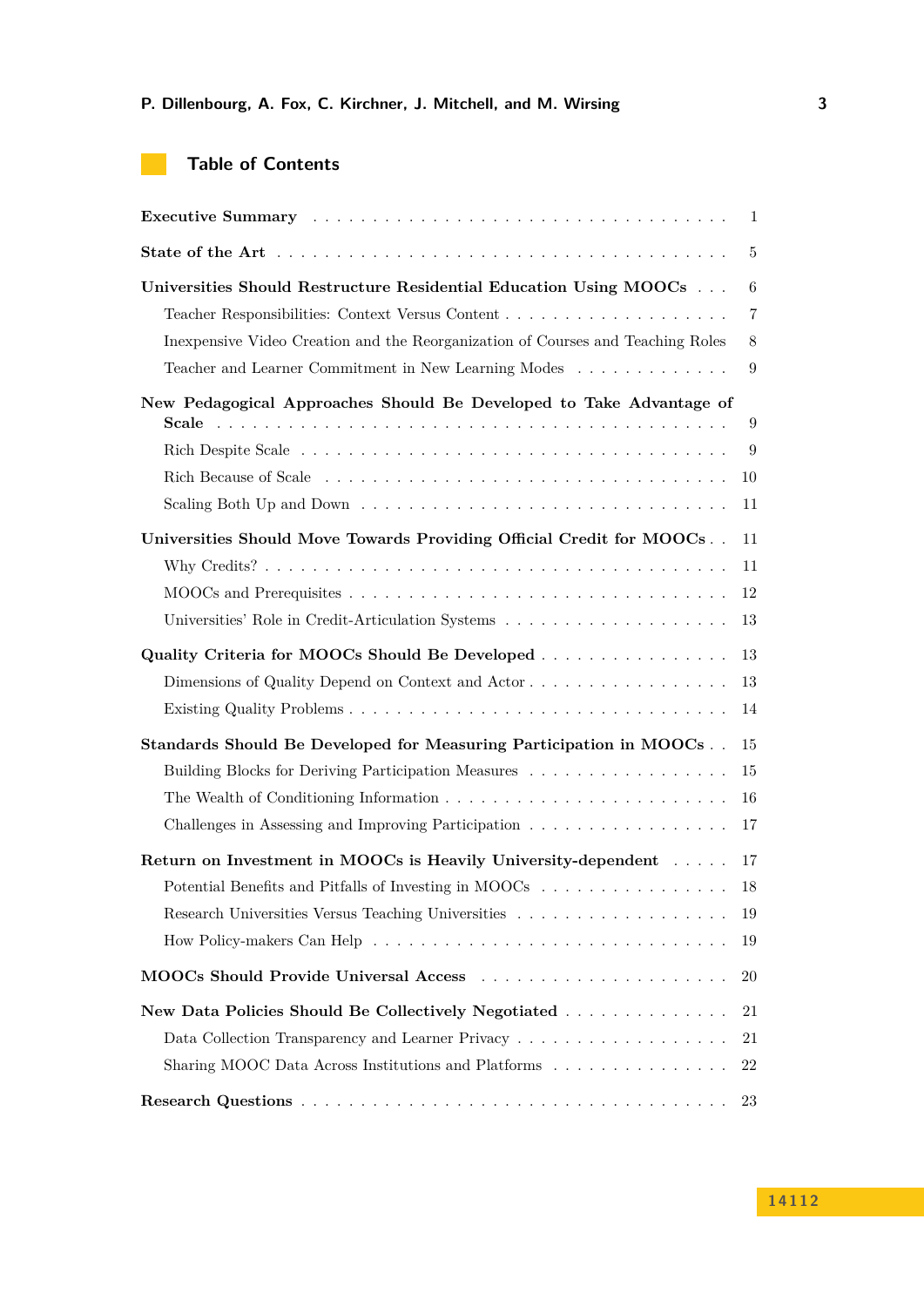## Table of Contents

**Executive Summary** . . . . . . . . . . . . . . . . . . . . . . . . . . . . . . . . . 1

**State of the Art** . . . . . . . . . . . . . . . . . . . . . . . . . . . . . . . . . 5

**Universities Should Restructure Residential Education Using MOOCs** . . . 6

- Teacher Responsibilities: Context Versus Content . . . . . . . . . . . . . . . . . . 7
- Inexpensive Video Creation and the Reorganization of Courses and Teaching Roles 8
- Teacher and Learner Commitment in New Learning Modes . . . . . . . . . . . . . 9

**New Pedagogical Approaches Should Be Developed to Take Advantage of Scale** . . . . . . . . . . . . . . . . . . . . . . . . . . . . . . . . . 9

- Rich Despite Scale . . . . . . . . . . . . . . . . . . . . . . . . . . . . . . . . 9
- Rich Because of Scale . . . . . . . . . . . . . . . . . . . . . . . . . . . . . . 10
- Scaling Both Up and Down . . . . . . . . . . . . . . . . . . . . . . . . . . . . 11

**Universities Should Move Towards Providing Official Credit for MOOCs** . . 11

- Why Credits? . . . . . . . . . . . . . . . . . . . . . . . . . . . . . . . . . . 11
- MOOCs and Prerequisites . . . . . . . . . . . . . . . . . . . . . . . . . . . . 12
- Universities' Role in Credit-Articulation Systems . . . . . . . . . . . . . . . . . 13

**Quality Criteria for MOOCs Should Be Developed** . . . . . . . . . . . . . . . . 13

- Dimensions of Quality Depend on Context and Actor . . . . . . . . . . . . . . . 13
- Existing Quality Problems . . . . . . . . . . . . . . . . . . . . . . . . . . . . 14

**Standards Should Be Developed for Measuring Participation in MOOCs** . . 15

- Building Blocks for Deriving Participation Measures . . . . . . . . . . . . . . . 15
- The Wealth of Conditioning Information . . . . . . . . . . . . . . . . . . . . . 16
- Challenges in Assessing and Improving Participation . . . . . . . . . . . . . . . 17

**Return on Investment in MOOCs is Heavily University-dependent** . . . . . 17

- Potential Benefits and Pitfalls of Investing in MOOCs . . . . . . . . . . . . . . 18
- Research Universities Versus Teaching Universities . . . . . . . . . . . . . . . . 19
- How Policy-makers Can Help . . . . . . . . . . . . . . . . . . . . . . . . . . . 19

**MOOCs Should Provide Universal Access** . . . . . . . . . . . . . . . . . . . . 20

**New Data Policies Should Be Collectively Negotiated** . . . . . . . . . . . . . 21

- Data Collection Transparency and Learner Privacy . . . . . . . . . . . . . . . . 21
- Sharing MOOC Data Across Institutions and Platforms . . . . . . . . . . . . . . 22

**Research Questions** . . . . . . . . . . . . . . . . . . . . . . . . . . . . . . . . 23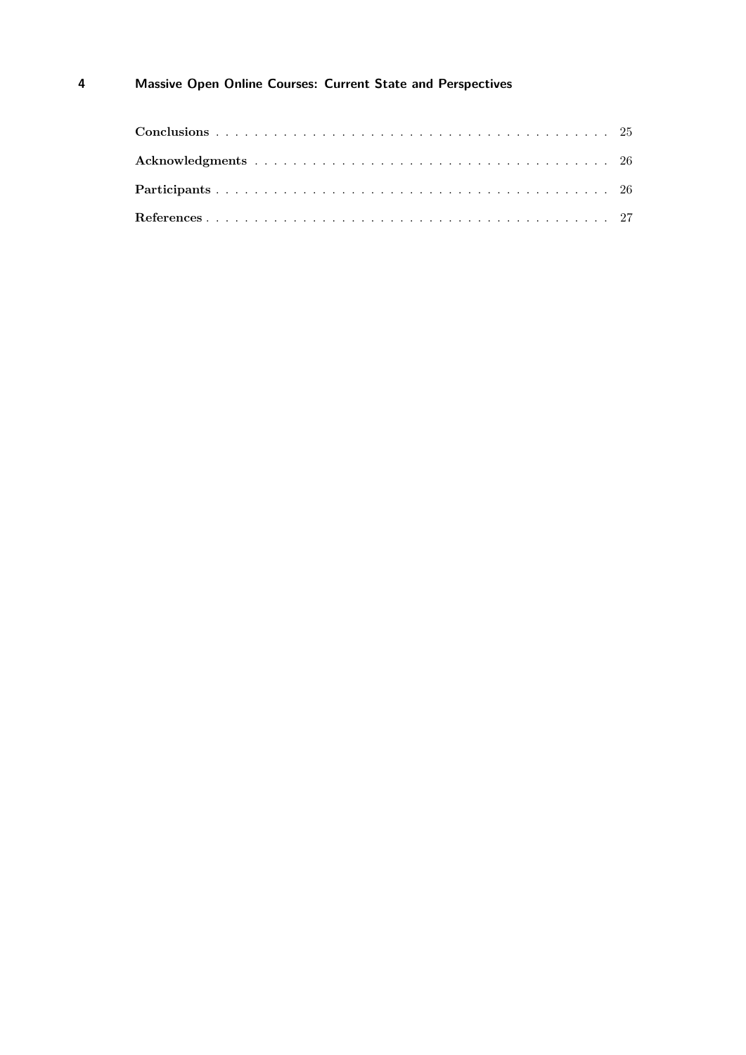**Conclusions** . . . . . . . . . . . . . . . . . . . . . . . . . . . . . . . . . . . . . . . 25

**Acknowledgments** . . . . . . . . . . . . . . . . . . . . . . . . . . . . . . . . . . . 26

**Participants** . . . . . . . . . . . . . . . . . . . . . . . . . . . . . . . . . . . . . . . 26

**References** . . . . . . . . . . . . . . . . . . . . . . . . . . . . . . . . . . . . . . . 27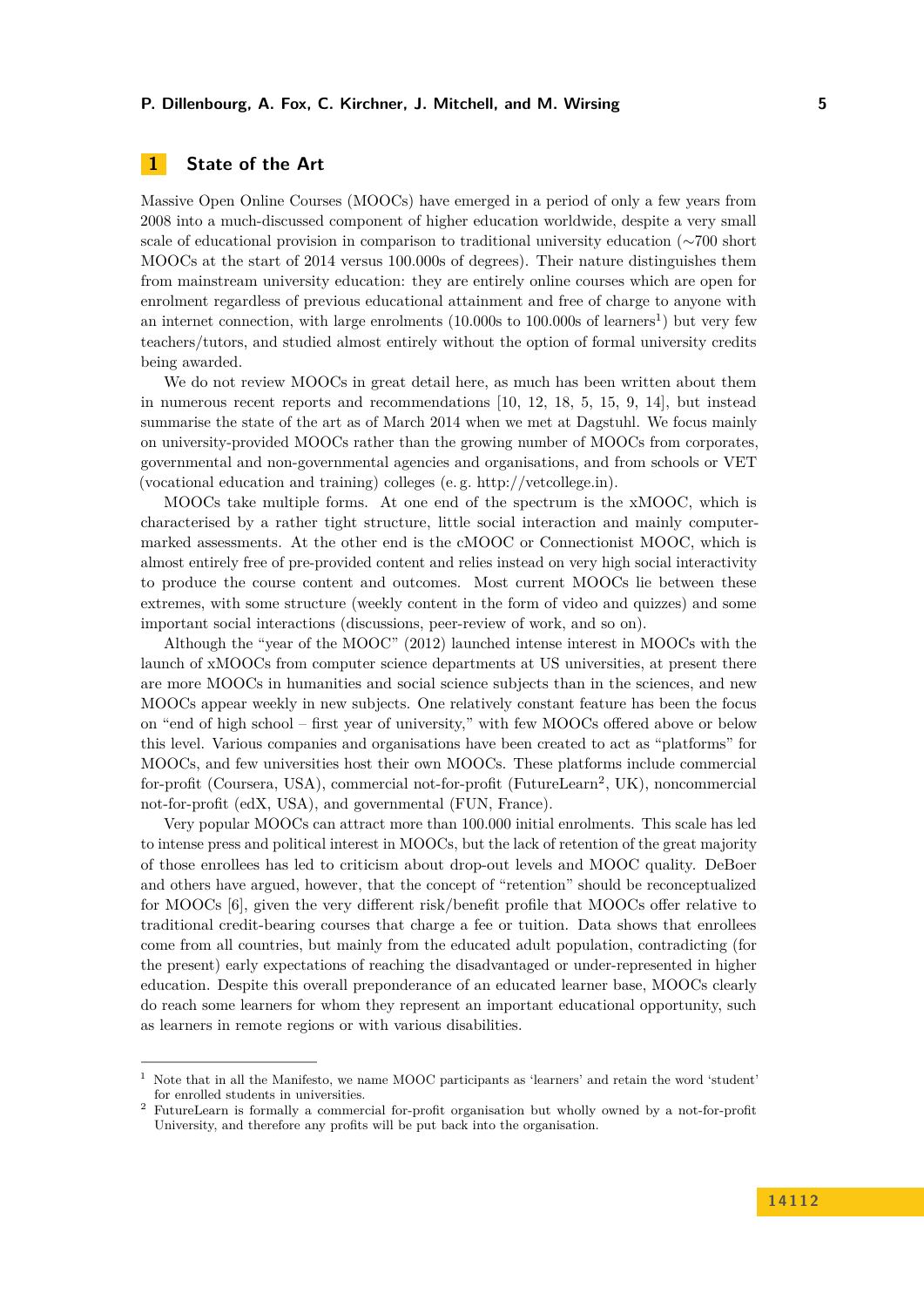# 1 State of the Art

Massive Open Online Courses (MOOCs) have emerged in a period of only a few years from 2008 into a much-discussed component of higher education worldwide, despite a very small scale of educational provision in comparison to traditional university education (∼700 short MOOCs at the start of 2014 versus 100.000s of degrees). Their nature distinguishes them from mainstream university education: they are entirely online courses which are open for enrolment regardless of previous educational attainment and free of charge to anyone with an internet connection, with large enrolments (10.000s to 100.000s of learners[1]) but very few teachers/tutors, and studied almost entirely without the option of formal university credits being awarded.

We do not review MOOCs in great detail here, as much has been written about them in numerous recent reports and recommendations [10, 12, 18, 5, 15, 9, 14], but instead summarise the state of the art as of March 2014 when we met at Dagstuhl. We focus mainly on university-provided MOOCs rather than the growing number of MOOCs from corporates, governmental and non-governmental agencies and organisations, and from schools or VET (vocational education and training) colleges (e. g. http://vetcollege.in).

MOOCs take multiple forms. At one end of the spectrum is the xMOOC, which is characterised by a rather tight structure, little social interaction and mainly computer-marked assessments. At the other end is the cMOOC or Connectionist MOOC, which is almost entirely free of pre-provided content and relies instead on very high social interactivity to produce the course content and outcomes. Most current MOOCs lie between these extremes, with some structure (weekly content in the form of video and quizzes) and some important social interactions (discussions, peer-review of work, and so on).

Although the "year of the MOOC" (2012) launched intense interest in MOOCs with the launch of xMOOCs from computer science departments at US universities, at present there are more MOOCs in humanities and social science subjects than in the sciences, and new MOOCs appear weekly in new subjects. One relatively constant feature has been the focus on "end of high school – first year of university," with few MOOCs offered above or below this level. Various companies and organisations have been created to act as "platforms" for MOOCs, and few universities host their own MOOCs. These platforms include commercial for-profit (Coursera, USA), commercial not-for-profit (FutureLearn[2], UK), noncommercial not-for-profit (edX, USA), and governmental (FUN, France).

Very popular MOOCs can attract more than 100.000 initial enrolments. This scale has led to intense press and political interest in MOOCs, but the lack of retention of the great majority of those enrollees has led to criticism about drop-out levels and MOOC quality. DeBoer and others have argued, however, that the concept of "retention" should be reconceptualized for MOOCs [6], given the very different risk/benefit profile that MOOCs offer relative to traditional credit-bearing courses that charge a fee or tuition. Data shows that enrollees come from all countries, but mainly from the educated adult population, contradicting (for the present) early expectations of reaching the disadvantaged or under-represented in higher education. Despite this overall preponderance of an educated learner base, MOOCs clearly do reach some learners for whom they represent an important educational opportunity, such as learners in remote regions or with various disabilities.

---

[1] Note that in all the Manifesto, we name MOOC participants as 'learners' and retain the word 'student' for enrolled students in universities.

[2] FutureLearn is formally a commercial for-profit organisation but wholly owned by a not-for-profit University, and therefore any profits will be put back into the organisation.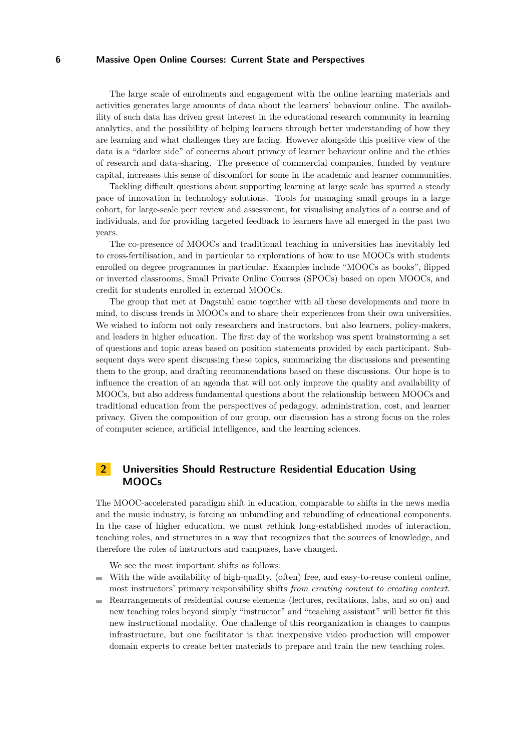The large scale of enrolments and engagement with the online learning materials and activities generates large amounts of data about the learners' behaviour online. The availability of such data has driven great interest in the educational research community in learning analytics, and the possibility of helping learners through better understanding of how they are learning and what challenges they are facing. However alongside this positive view of the data is a "darker side" of concerns about privacy of learner behaviour online and the ethics of research and data-sharing. The presence of commercial companies, funded by venture capital, increases this sense of discomfort for some in the academic and learner communities.

Tackling difficult questions about supporting learning at large scale has spurred a steady pace of innovation in technology solutions. Tools for managing small groups in a large cohort, for large-scale peer review and assessment, for visualising analytics of a course and of individuals, and for providing targeted feedback to learners have all emerged in the past two years.

The co-presence of MOOCs and traditional teaching in universities has inevitably led to cross-fertilisation, and in particular to explorations of how to use MOOCs with students enrolled on degree programmes in particular. Examples include "MOOCs as books", flipped or inverted classrooms, Small Private Online Courses (SPOCs) based on open MOOCs, and credit for students enrolled in external MOOCs.

The group that met at Dagstuhl came together with all these developments and more in mind, to discuss trends in MOOCs and to share their experiences from their own universities. We wished to inform not only researchers and instructors, but also learners, policy-makers, and leaders in higher education. The first day of the workshop was spent brainstorming a set of questions and topic areas based on position statements provided by each participant. Subsequent days were spent discussing these topics, summarizing the discussions and presenting them to the group, and drafting recommendations based on these discussions. Our hope is to influence the creation of an agenda that will not only improve the quality and availability of MOOCs, but also address fundamental questions about the relationship between MOOCs and traditional education from the perspectives of pedagogy, administration, cost, and learner privacy. Given the composition of our group, our discussion has a strong focus on the roles of computer science, artificial intelligence, and the learning sciences.

## 2 Universities Should Restructure Residential Education Using MOOCs

The MOOC-accelerated paradigm shift in education, comparable to shifts in the news media and the music industry, is forcing an unbundling and rebundling of educational components. In the case of higher education, we must rethink long-established modes of interaction, teaching roles, and structures in a way that recognizes that the sources of knowledge, and therefore the roles of instructors and campuses, have changed.

We see the most important shifts as follows:

- With the wide availability of high-quality, (often) free, and easy-to-reuse content online, most instructors' primary responsibility shifts *from creating content to creating context*.
- Rearrangements of residential course elements (lectures, recitations, labs, and so on) and new teaching roles beyond simply "instructor" and "teaching assistant" will better fit this new instructional modality. One challenge of this reorganization is changes to campus infrastructure, but one facilitator is that inexpensive video production will empower domain experts to create better materials to prepare and train the new teaching roles.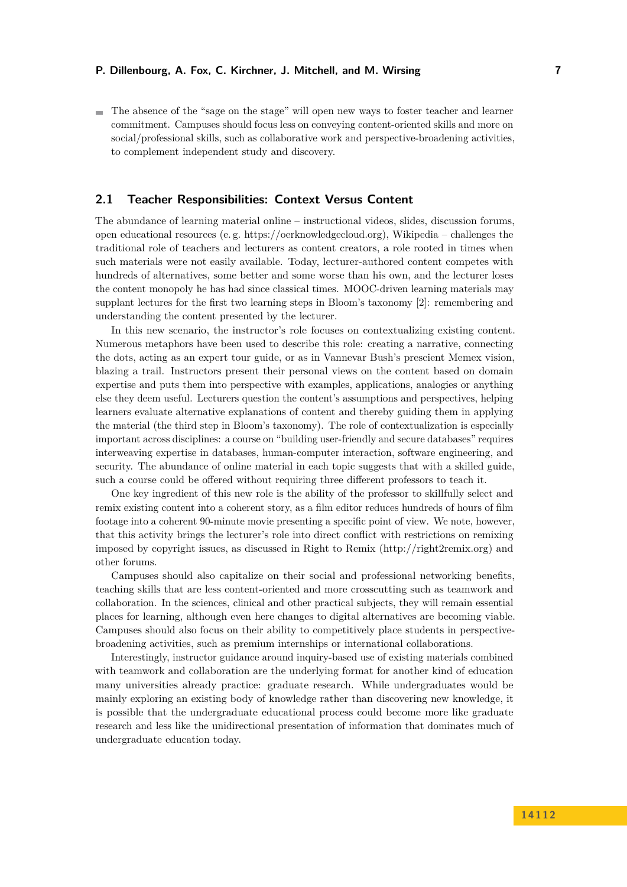- The absence of the "sage on the stage" will open new ways to foster teacher and learner commitment. Campuses should focus less on conveying content-oriented skills and more on social/professional skills, such as collaborative work and perspective-broadening activities, to complement independent study and discovery.

## 2.1 Teacher Responsibilities: Context Versus Content

The abundance of learning material online – instructional videos, slides, discussion forums, open educational resources (e. g. https://oerknowledgecloud.org), Wikipedia – challenges the traditional role of teachers and lecturers as content creators, a role rooted in times when such materials were not easily available. Today, lecturer-authored content competes with hundreds of alternatives, some better and some worse than his own, and the lecturer loses the content monopoly he has had since classical times. MOOC-driven learning materials may supplant lectures for the first two learning steps in Bloom's taxonomy [2]: remembering and understanding the content presented by the lecturer.

In this new scenario, the instructor's role focuses on contextualizing existing content. Numerous metaphors have been used to describe this role: creating a narrative, connecting the dots, acting as an expert tour guide, or as in Vannevar Bush's prescient Memex vision, blazing a trail. Instructors present their personal views on the content based on domain expertise and puts them into perspective with examples, applications, analogies or anything else they deem useful. Lecturers question the content's assumptions and perspectives, helping learners evaluate alternative explanations of content and thereby guiding them in applying the material (the third step in Bloom's taxonomy). The role of contextualization is especially important across disciplines: a course on "building user-friendly and secure databases" requires interweaving expertise in databases, human-computer interaction, software engineering, and security. The abundance of online material in each topic suggests that with a skilled guide, such a course could be offered without requiring three different professors to teach it.

One key ingredient of this new role is the ability of the professor to skillfully select and remix existing content into a coherent story, as a film editor reduces hundreds of hours of film footage into a coherent 90-minute movie presenting a specific point of view. We note, however, that this activity brings the lecturer's role into direct conflict with restrictions on remixing imposed by copyright issues, as discussed in Right to Remix (http://right2remix.org) and other forums.

Campuses should also capitalize on their social and professional networking benefits, teaching skills that are less content-oriented and more crosscutting such as teamwork and collaboration. In the sciences, clinical and other practical subjects, they will remain essential places for learning, although even here changes to digital alternatives are becoming viable. Campuses should also focus on their ability to competitively place students in perspective-broadening activities, such as premium internships or international collaborations.

Interestingly, instructor guidance around inquiry-based use of existing materials combined with teamwork and collaboration are the underlying format for another kind of education many universities already practice: graduate research. While undergraduates would be mainly exploring an existing body of knowledge rather than discovering new knowledge, it is possible that the undergraduate educational process could become more like graduate research and less like the unidirectional presentation of information that dominates much of undergraduate education today.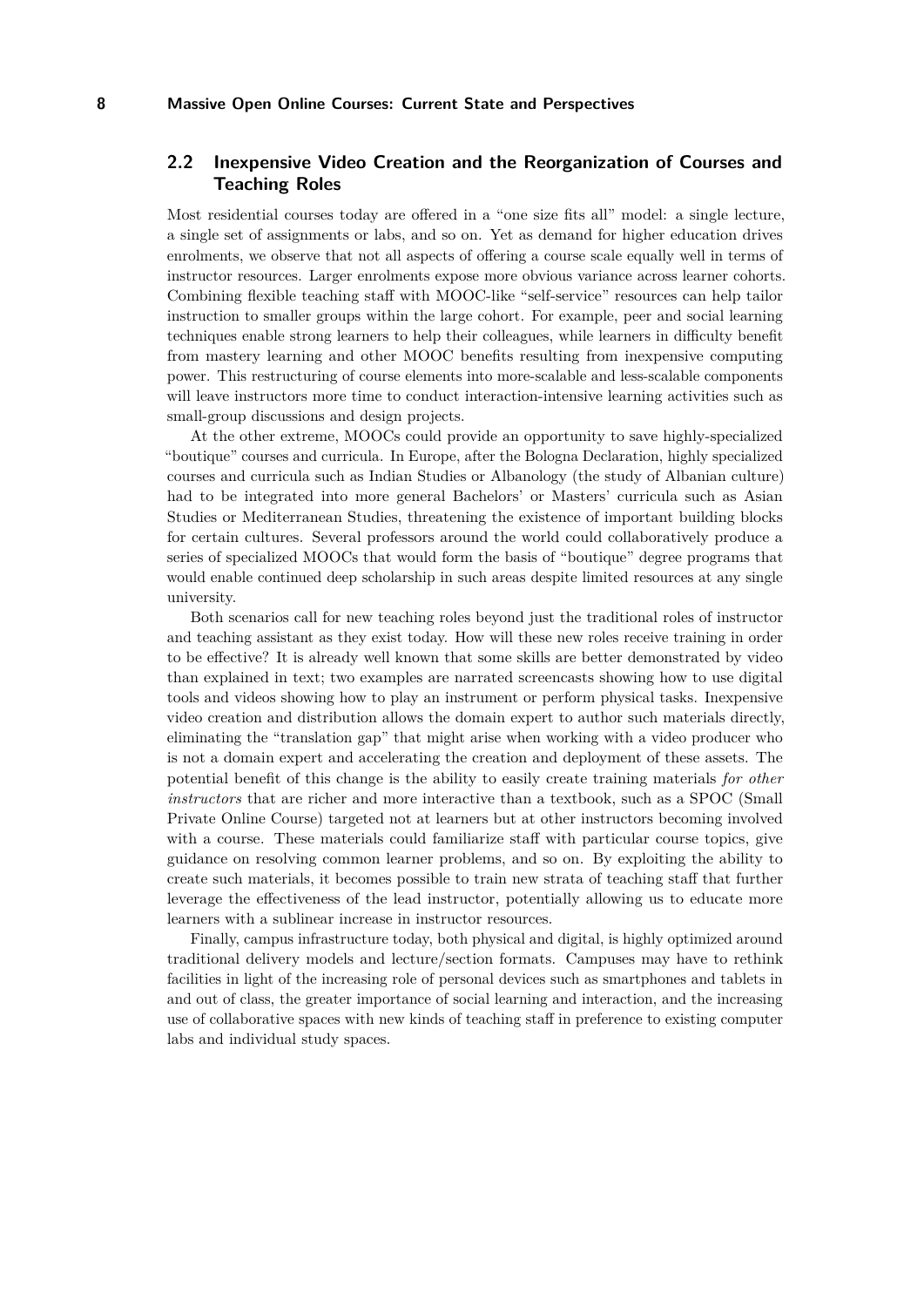## 2.2 Inexpensive Video Creation and the Reorganization of Courses and Teaching Roles

Most residential courses today are offered in a "one size fits all" model: a single lecture, a single set of assignments or labs, and so on. Yet as demand for higher education drives enrolments, we observe that not all aspects of offering a course scale equally well in terms of instructor resources. Larger enrolments expose more obvious variance across learner cohorts. Combining flexible teaching staff with MOOC-like "self-service" resources can help tailor instruction to smaller groups within the large cohort. For example, peer and social learning techniques enable strong learners to help their colleagues, while learners in difficulty benefit from mastery learning and other MOOC benefits resulting from inexpensive computing power. This restructuring of course elements into more-scalable and less-scalable components will leave instructors more time to conduct interaction-intensive learning activities such as small-group discussions and design projects.

At the other extreme, MOOCs could provide an opportunity to save highly-specialized "boutique" courses and curricula. In Europe, after the Bologna Declaration, highly specialized courses and curricula such as Indian Studies or Albanology (the study of Albanian culture) had to be integrated into more general Bachelors' or Masters' curricula such as Asian Studies or Mediterranean Studies, threatening the existence of important building blocks for certain cultures. Several professors around the world could collaboratively produce a series of specialized MOOCs that would form the basis of "boutique" degree programs that would enable continued deep scholarship in such areas despite limited resources at any single university.

Both scenarios call for new teaching roles beyond just the traditional roles of instructor and teaching assistant as they exist today. How will these new roles receive training in order to be effective? It is already well known that some skills are better demonstrated by video than explained in text; two examples are narrated screencasts showing how to use digital tools and videos showing how to play an instrument or perform physical tasks. Inexpensive video creation and distribution allows the domain expert to author such materials directly, eliminating the "translation gap" that might arise when working with a video producer who is not a domain expert and accelerating the creation and deployment of these assets. The potential benefit of this change is the ability to easily create training materials *for other instructors* that are richer and more interactive than a textbook, such as a SPOC (Small Private Online Course) targeted not at learners but at other instructors becoming involved with a course. These materials could familiarize staff with particular course topics, give guidance on resolving common learner problems, and so on. By exploiting the ability to create such materials, it becomes possible to train new strata of teaching staff that further leverage the effectiveness of the lead instructor, potentially allowing us to educate more learners with a sublinear increase in instructor resources.

Finally, campus infrastructure today, both physical and digital, is highly optimized around traditional delivery models and lecture/section formats. Campuses may have to rethink facilities in light of the increasing role of personal devices such as smartphones and tablets in and out of class, the greater importance of social learning and interaction, and the increasing use of collaborative spaces with new kinds of teaching staff in preference to existing computer labs and individual study spaces.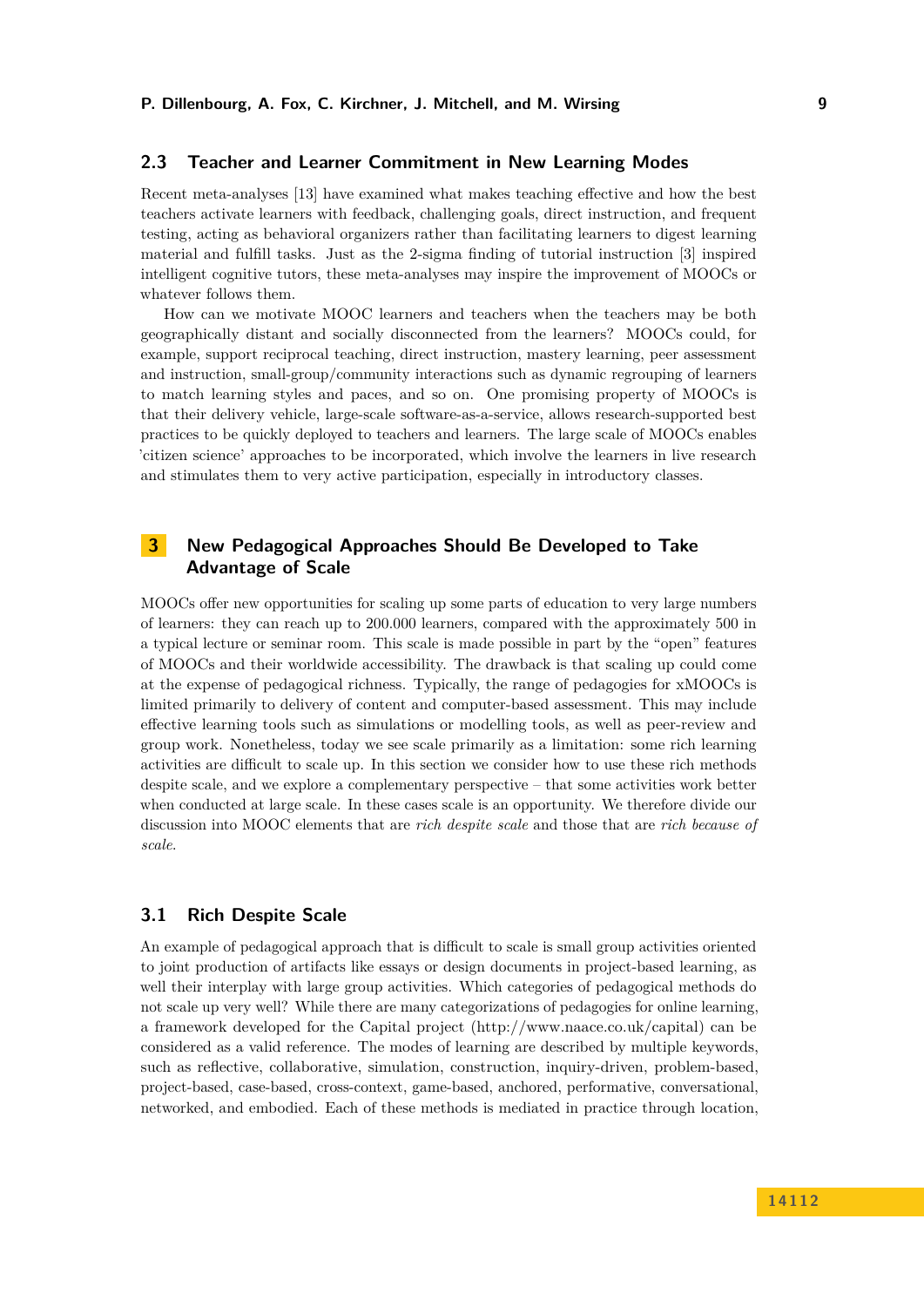## 2.3 Teacher and Learner Commitment in New Learning Modes

Recent meta-analyses [13] have examined what makes teaching effective and how the best teachers activate learners with feedback, challenging goals, direct instruction, and frequent testing, acting as behavioral organizers rather than facilitating learners to digest learning material and fulfill tasks. Just as the 2-sigma finding of tutorial instruction [3] inspired intelligent cognitive tutors, these meta-analyses may inspire the improvement of MOOCs or whatever follows them.

How can we motivate MOOC learners and teachers when the teachers may be both geographically distant and socially disconnected from the learners? MOOCs could, for example, support reciprocal teaching, direct instruction, mastery learning, peer assessment and instruction, small-group/community interactions such as dynamic regrouping of learners to match learning styles and paces, and so on. One promising property of MOOCs is that their delivery vehicle, large-scale software-as-a-service, allows research-supported best practices to be quickly deployed to teachers and learners. The large scale of MOOCs enables 'citizen science' approaches to be incorporated, which involve the learners in live research and stimulates them to very active participation, especially in introductory classes.

# 3 New Pedagogical Approaches Should Be Developed to Take Advantage of Scale

MOOCs offer new opportunities for scaling up some parts of education to very large numbers of learners: they can reach up to 200.000 learners, compared with the approximately 500 in a typical lecture or seminar room. This scale is made possible in part by the "open" features of MOOCs and their worldwide accessibility. The drawback is that scaling up could come at the expense of pedagogical richness. Typically, the range of pedagogies for xMOOCs is limited primarily to delivery of content and computer-based assessment. This may include effective learning tools such as simulations or modelling tools, as well as peer-review and group work. Nonetheless, today we see scale primarily as a limitation: some rich learning activities are difficult to scale up. In this section we consider how to use these rich methods despite scale, and we explore a complementary perspective – that some activities work better when conducted at large scale. In these cases scale is an opportunity. We therefore divide our discussion into MOOC elements that are *rich despite scale* and those that are *rich because of scale*.

## 3.1 Rich Despite Scale

An example of pedagogical approach that is difficult to scale is small group activities oriented to joint production of artifacts like essays or design documents in project-based learning, as well their interplay with large group activities. Which categories of pedagogical methods do not scale up very well? While there are many categorizations of pedagogies for online learning, a framework developed for the Capital project (http://www.naace.co.uk/capital) can be considered as a valid reference. The modes of learning are described by multiple keywords, such as reflective, collaborative, simulation, construction, inquiry-driven, problem-based, project-based, case-based, cross-context, game-based, anchored, performative, conversational, networked, and embodied. Each of these methods is mediated in practice through location,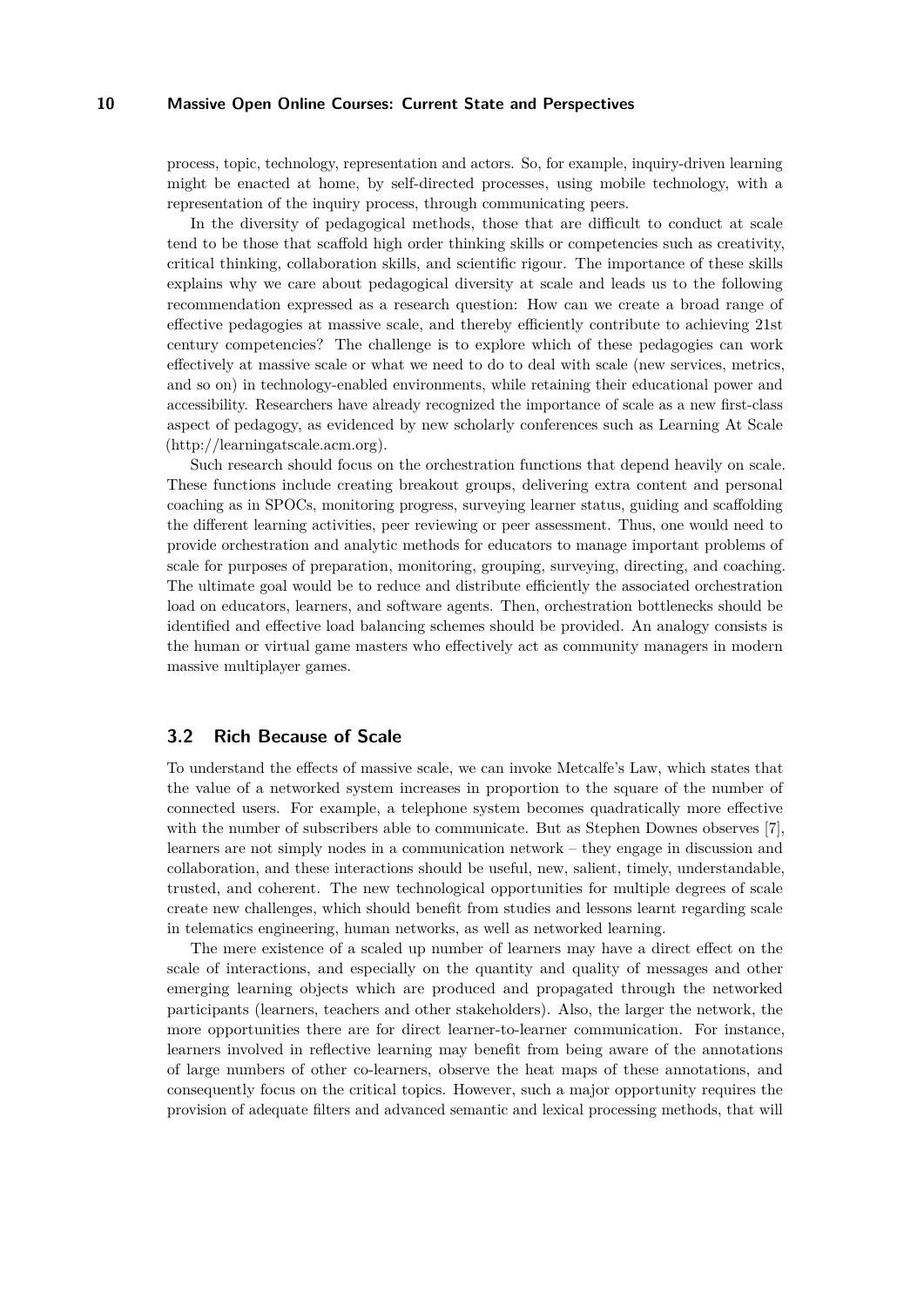process, topic, technology, representation and actors. So, for example, inquiry-driven learning might be enacted at home, by self-directed processes, using mobile technology, with a representation of the inquiry process, through communicating peers.

In the diversity of pedagogical methods, those that are difficult to conduct at scale tend to be those that scaffold high order thinking skills or competencies such as creativity, critical thinking, collaboration skills, and scientific rigour. The importance of these skills explains why we care about pedagogical diversity at scale and leads us to the following recommendation expressed as a research question: How can we create a broad range of effective pedagogies at massive scale, and thereby efficiently contribute to achieving 21st century competencies? The challenge is to explore which of these pedagogies can work effectively at massive scale or what we need to do to deal with scale (new services, metrics, and so on) in technology-enabled environments, while retaining their educational power and accessibility. Researchers have already recognized the importance of scale as a new first-class aspect of pedagogy, as evidenced by new scholarly conferences such as Learning At Scale (http://learningatscale.acm.org).

Such research should focus on the orchestration functions that depend heavily on scale. These functions include creating breakout groups, delivering extra content and personal coaching as in SPOCs, monitoring progress, surveying learner status, guiding and scaffolding the different learning activities, peer reviewing or peer assessment. Thus, one would need to provide orchestration and analytic methods for educators to manage important problems of scale for purposes of preparation, monitoring, grouping, surveying, directing, and coaching. The ultimate goal would be to reduce and distribute efficiently the associated orchestration load on educators, learners, and software agents. Then, orchestration bottlenecks should be identified and effective load balancing schemes should be provided. An analogy consists is the human or virtual game masters who effectively act as community managers in modern massive multiplayer games.

## 3.2 Rich Because of Scale

To understand the effects of massive scale, we can invoke Metcalfe's Law, which states that the value of a networked system increases in proportion to the square of the number of connected users. For example, a telephone system becomes quadratically more effective with the number of subscribers able to communicate. But as Stephen Downes observes [7], learners are not simply nodes in a communication network – they engage in discussion and collaboration, and these interactions should be useful, new, salient, timely, understandable, trusted, and coherent. The new technological opportunities for multiple degrees of scale create new challenges, which should benefit from studies and lessons learnt regarding scale in telematics engineering, human networks, as well as networked learning.

The mere existence of a scaled up number of learners may have a direct effect on the scale of interactions, and especially on the quantity and quality of messages and other emerging learning objects which are produced and propagated through the networked participants (learners, teachers and other stakeholders). Also, the larger the network, the more opportunities there are for direct learner-to-learner communication. For instance, learners involved in reflective learning may benefit from being aware of the annotations of large numbers of other co-learners, observe the heat maps of these annotations, and consequently focus on the critical topics. However, such a major opportunity requires the provision of adequate filters and advanced semantic and lexical processing methods, that will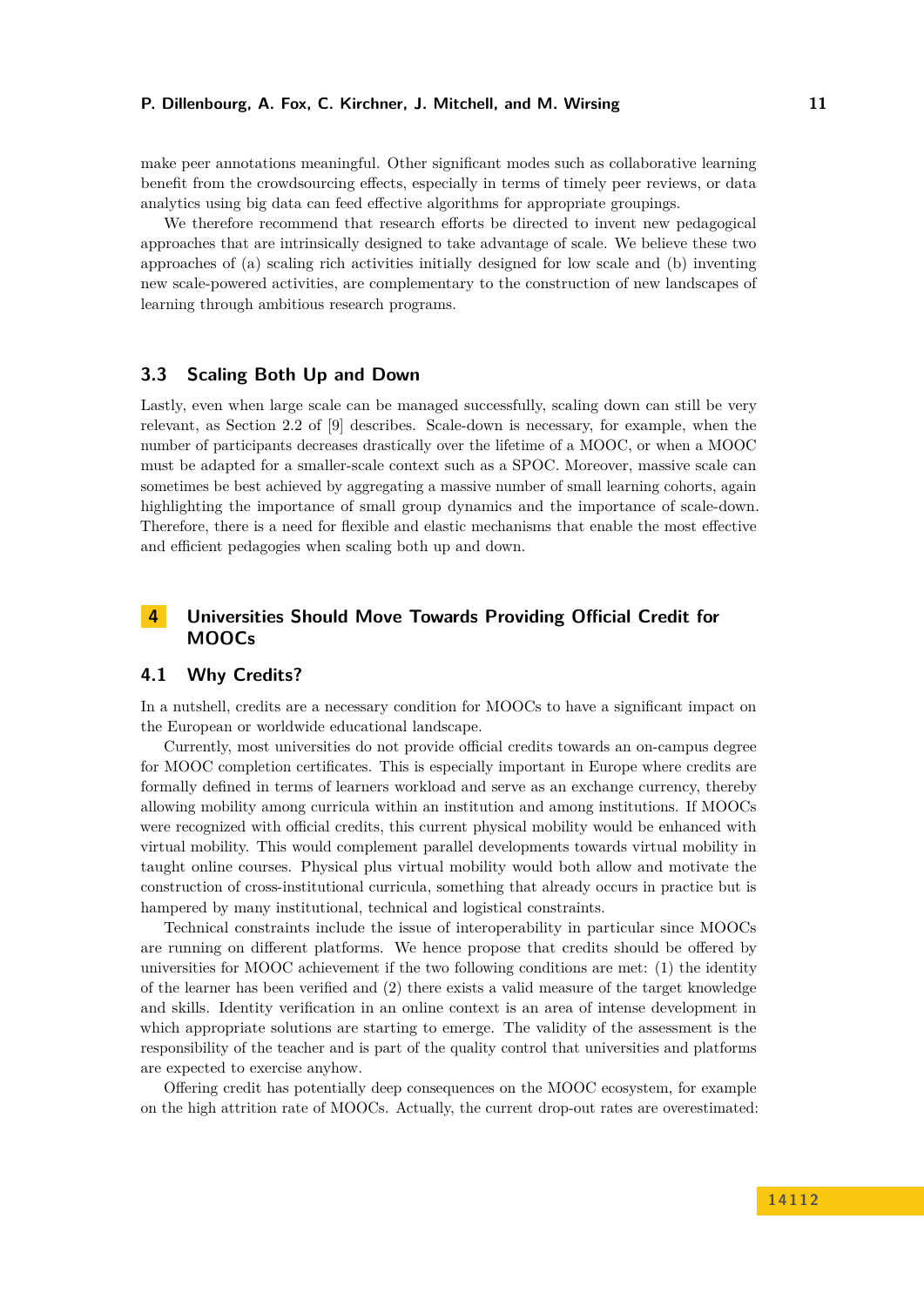make peer annotations meaningful. Other significant modes such as collaborative learning benefit from the crowdsourcing effects, especially in terms of timely peer reviews, or data analytics using big data can feed effective algorithms for appropriate groupings.

We therefore recommend that research efforts be directed to invent new pedagogical approaches that are intrinsically designed to take advantage of scale. We believe these two approaches of (a) scaling rich activities initially designed for low scale and (b) inventing new scale-powered activities, are complementary to the construction of new landscapes of learning through ambitious research programs.

### 3.3 Scaling Both Up and Down

Lastly, even when large scale can be managed successfully, scaling down can still be very relevant, as Section 2.2 of [9] describes. Scale-down is necessary, for example, when the number of participants decreases drastically over the lifetime of a MOOC, or when a MOOC must be adapted for a smaller-scale context such as a SPOC. Moreover, massive scale can sometimes be best achieved by aggregating a massive number of small learning cohorts, again highlighting the importance of small group dynamics and the importance of scale-down. Therefore, there is a need for flexible and elastic mechanisms that enable the most effective and efficient pedagogies when scaling both up and down.

## 4 Universities Should Move Towards Providing Official Credit for MOOCs

### 4.1 Why Credits?

In a nutshell, credits are a necessary condition for MOOCs to have a significant impact on the European or worldwide educational landscape.

Currently, most universities do not provide official credits towards an on-campus degree for MOOC completion certificates. This is especially important in Europe where credits are formally defined in terms of learners workload and serve as an exchange currency, thereby allowing mobility among curricula within an institution and among institutions. If MOOCs were recognized with official credits, this current physical mobility would be enhanced with virtual mobility. This would complement parallel developments towards virtual mobility in taught online courses. Physical plus virtual mobility would both allow and motivate the construction of cross-institutional curricula, something that already occurs in practice but is hampered by many institutional, technical and logistical constraints.

Technical constraints include the issue of interoperability in particular since MOOCs are running on different platforms. We hence propose that credits should be offered by universities for MOOC achievement if the two following conditions are met: (1) the identity of the learner has been verified and (2) there exists a valid measure of the target knowledge and skills. Identity verification in an online context is an area of intense development in which appropriate solutions are starting to emerge. The validity of the assessment is the responsibility of the teacher and is part of the quality control that universities and platforms are expected to exercise anyhow.

Offering credit has potentially deep consequences on the MOOC ecosystem, for example on the high attrition rate of MOOCs. Actually, the current drop-out rates are overestimated: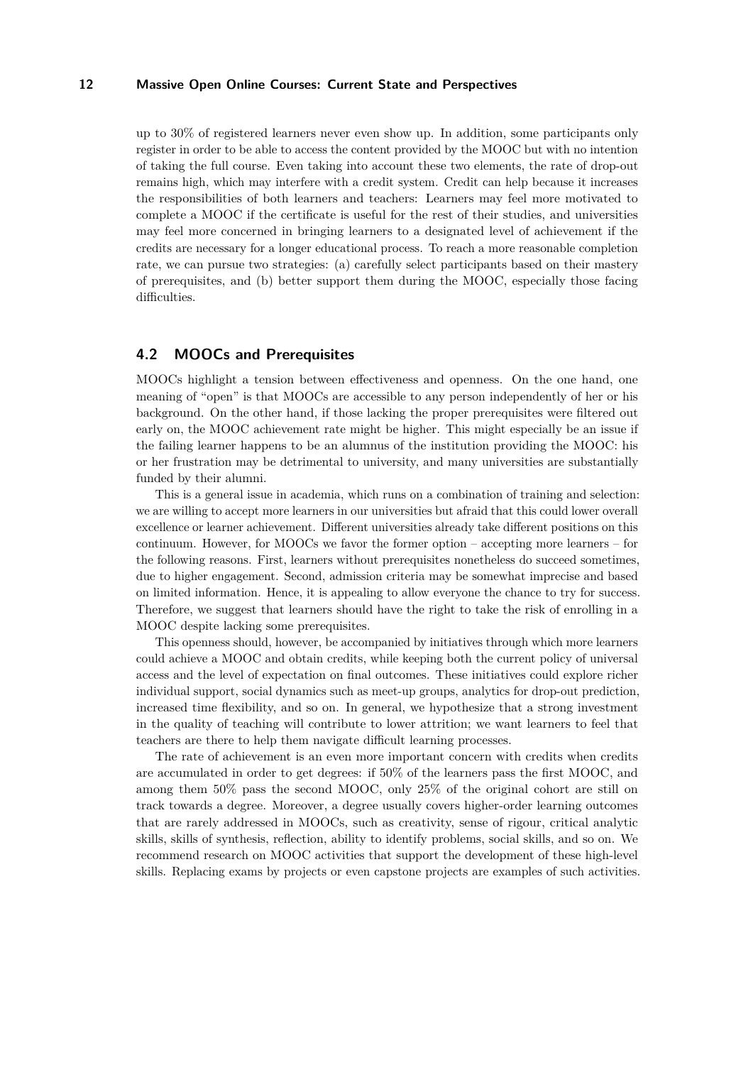up to 30% of registered learners never even show up. In addition, some participants only register in order to be able to access the content provided by the MOOC but with no intention of taking the full course. Even taking into account these two elements, the rate of drop-out remains high, which may interfere with a credit system. Credit can help because it increases the responsibilities of both learners and teachers: Learners may feel more motivated to complete a MOOC if the certificate is useful for the rest of their studies, and universities may feel more concerned in bringing learners to a designated level of achievement if the credits are necessary for a longer educational process. To reach a more reasonable completion rate, we can pursue two strategies: (a) carefully select participants based on their mastery of prerequisites, and (b) better support them during the MOOC, especially those facing difficulties.

## 4.2 MOOCs and Prerequisites

MOOCs highlight a tension between effectiveness and openness. On the one hand, one meaning of "open" is that MOOCs are accessible to any person independently of her or his background. On the other hand, if those lacking the proper prerequisites were filtered out early on, the MOOC achievement rate might be higher. This might especially be an issue if the failing learner happens to be an alumnus of the institution providing the MOOC: his or her frustration may be detrimental to university, and many universities are substantially funded by their alumni.

This is a general issue in academia, which runs on a combination of training and selection: we are willing to accept more learners in our universities but afraid that this could lower overall excellence or learner achievement. Different universities already take different positions on this continuum. However, for MOOCs we favor the former option – accepting more learners – for the following reasons. First, learners without prerequisites nonetheless do succeed sometimes, due to higher engagement. Second, admission criteria may be somewhat imprecise and based on limited information. Hence, it is appealing to allow everyone the chance to try for success. Therefore, we suggest that learners should have the right to take the risk of enrolling in a MOOC despite lacking some prerequisites.

This openness should, however, be accompanied by initiatives through which more learners could achieve a MOOC and obtain credits, while keeping both the current policy of universal access and the level of expectation on final outcomes. These initiatives could explore richer individual support, social dynamics such as meet-up groups, analytics for drop-out prediction, increased time flexibility, and so on. In general, we hypothesize that a strong investment in the quality of teaching will contribute to lower attrition; we want learners to feel that teachers are there to help them navigate difficult learning processes.

The rate of achievement is an even more important concern with credits when credits are accumulated in order to get degrees: if 50% of the learners pass the first MOOC, and among them 50% pass the second MOOC, only 25% of the original cohort are still on track towards a degree. Moreover, a degree usually covers higher-order learning outcomes that are rarely addressed in MOOCs, such as creativity, sense of rigour, critical analytic skills, skills of synthesis, reflection, ability to identify problems, social skills, and so on. We recommend research on MOOC activities that support the development of these high-level skills. Replacing exams by projects or even capstone projects are examples of such activities.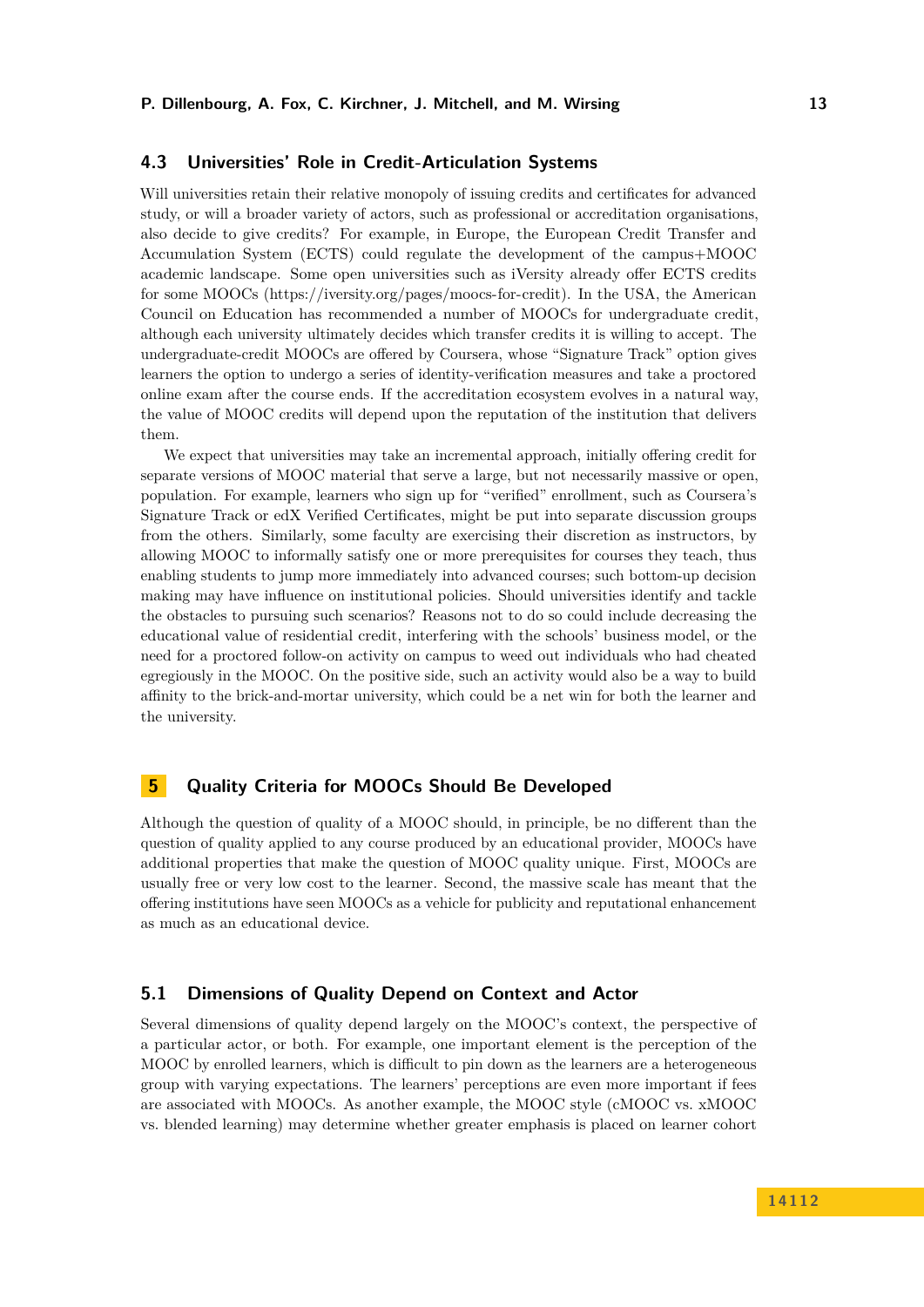### 4.3 Universities' Role in Credit-Articulation Systems

Will universities retain their relative monopoly of issuing credits and certificates for advanced study, or will a broader variety of actors, such as professional or accreditation organisations, also decide to give credits? For example, in Europe, the European Credit Transfer and Accumulation System (ECTS) could regulate the development of the campus+MOOC academic landscape. Some open universities such as iVersity already offer ECTS credits for some MOOCs (https://iversity.org/pages/moocs-for-credit). In the USA, the American Council on Education has recommended a number of MOOCs for undergraduate credit, although each university ultimately decides which transfer credits it is willing to accept. The undergraduate-credit MOOCs are offered by Coursera, whose "Signature Track" option gives learners the option to undergo a series of identity-verification measures and take a proctored online exam after the course ends. If the accreditation ecosystem evolves in a natural way, the value of MOOC credits will depend upon the reputation of the institution that delivers them.

We expect that universities may take an incremental approach, initially offering credit for separate versions of MOOC material that serve a large, but not necessarily massive or open, population. For example, learners who sign up for "verified" enrollment, such as Coursera's Signature Track or edX Verified Certificates, might be put into separate discussion groups from the others. Similarly, some faculty are exercising their discretion as instructors, by allowing MOOC to informally satisfy one or more prerequisites for courses they teach, thus enabling students to jump more immediately into advanced courses; such bottom-up decision making may have influence on institutional policies. Should universities identify and tackle the obstacles to pursuing such scenarios? Reasons not to do so could include decreasing the educational value of residential credit, interfering with the schools' business model, or the need for a proctored follow-on activity on campus to weed out individuals who had cheated egregiously in the MOOC. On the positive side, such an activity would also be a way to build affinity to the brick-and-mortar university, which could be a net win for both the learner and the university.

## 5 Quality Criteria for MOOCs Should Be Developed

Although the question of quality of a MOOC should, in principle, be no different than the question of quality applied to any course produced by an educational provider, MOOCs have additional properties that make the question of MOOC quality unique. First, MOOCs are usually free or very low cost to the learner. Second, the massive scale has meant that the offering institutions have seen MOOCs as a vehicle for publicity and reputational enhancement as much as an educational device.

### 5.1 Dimensions of Quality Depend on Context and Actor

Several dimensions of quality depend largely on the MOOC's context, the perspective of a particular actor, or both. For example, one important element is the perception of the MOOC by enrolled learners, which is difficult to pin down as the learners are a heterogeneous group with varying expectations. The learners' perceptions are even more important if fees are associated with MOOCs. As another example, the MOOC style (cMOOC vs. xMOOC vs. blended learning) may determine whether greater emphasis is placed on learner cohort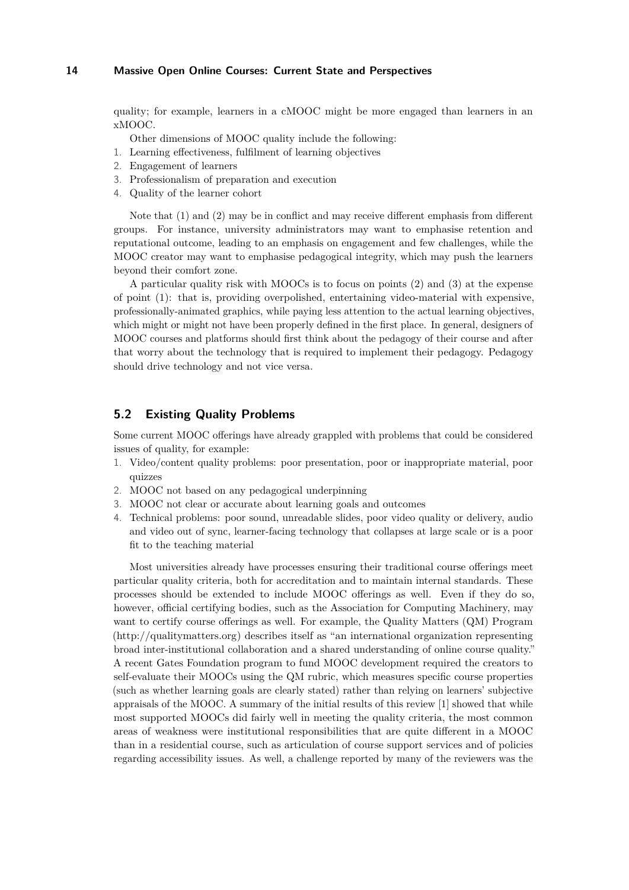quality; for example, learners in a cMOOC might be more engaged than learners in an xMOOC.

Other dimensions of MOOC quality include the following:

1. Learning effectiveness, fulfilment of learning objectives
2. Engagement of learners
3. Professionalism of preparation and execution
4. Quality of the learner cohort

Note that (1) and (2) may be in conflict and may receive different emphasis from different groups. For instance, university administrators may want to emphasise retention and reputational outcome, leading to an emphasis on engagement and few challenges, while the MOOC creator may want to emphasise pedagogical integrity, which may push the learners beyond their comfort zone.

A particular quality risk with MOOCs is to focus on points (2) and (3) at the expense of point (1): that is, providing overpolished, entertaining video-material with expensive, professionally-animated graphics, while paying less attention to the actual learning objectives, which might or might not have been properly defined in the first place. In general, designers of MOOC courses and platforms should first think about the pedagogy of their course and after that worry about the technology that is required to implement their pedagogy. Pedagogy should drive technology and not vice versa.

## 5.2 Existing Quality Problems

Some current MOOC offerings have already grappled with problems that could be considered issues of quality, for example:

1. Video/content quality problems: poor presentation, poor or inappropriate material, poor quizzes
2. MOOC not based on any pedagogical underpinning
3. MOOC not clear or accurate about learning goals and outcomes
4. Technical problems: poor sound, unreadable slides, poor video quality or delivery, audio and video out of sync, learner-facing technology that collapses at large scale or is a poor fit to the teaching material

Most universities already have processes ensuring their traditional course offerings meet particular quality criteria, both for accreditation and to maintain internal standards. These processes should be extended to include MOOC offerings as well. Even if they do so, however, official certifying bodies, such as the Association for Computing Machinery, may want to certify course offerings as well. For example, the Quality Matters (QM) Program (http://qualitymatters.org) describes itself as "an international organization representing broad inter-institutional collaboration and a shared understanding of online course quality." A recent Gates Foundation program to fund MOOC development required the creators to self-evaluate their MOOCs using the QM rubric, which measures specific course properties (such as whether learning goals are clearly stated) rather than relying on learners' subjective appraisals of the MOOC. A summary of the initial results of this review [1] showed that while most supported MOOCs did fairly well in meeting the quality criteria, the most common areas of weakness were institutional responsibilities that are quite different in a MOOC than in a residential course, such as articulation of course support services and of policies regarding accessibility issues. As well, a challenge reported by many of the reviewers was the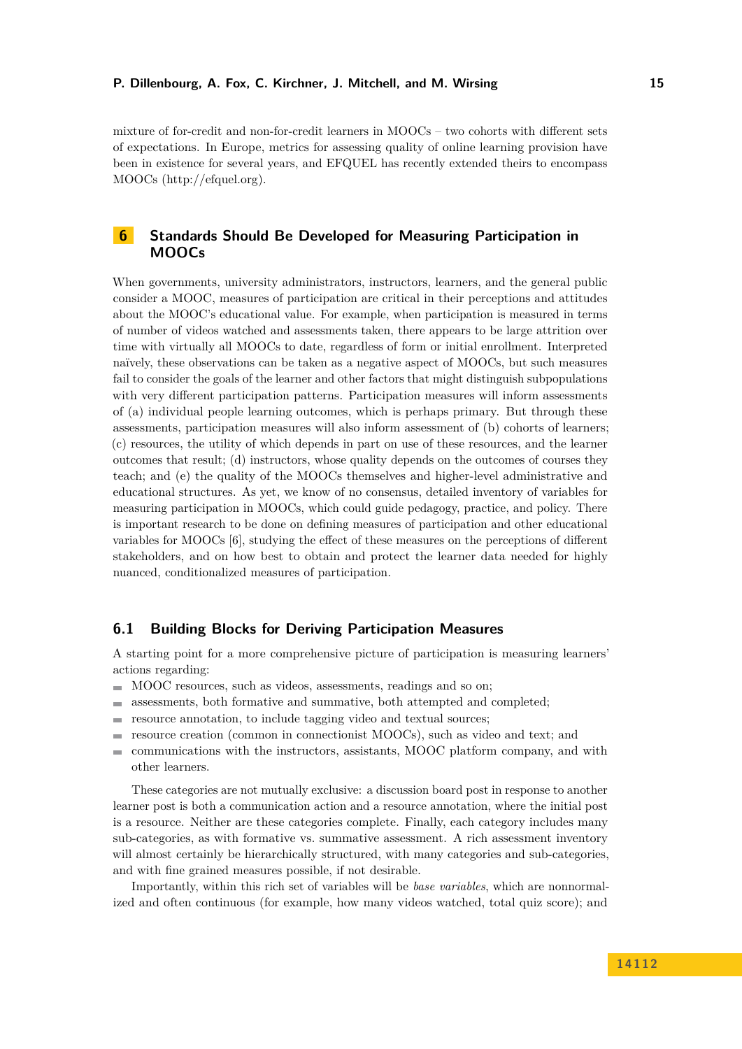mixture of for-credit and non-for-credit learners in MOOCs – two cohorts with different sets of expectations. In Europe, metrics for assessing quality of online learning provision have been in existence for several years, and EFQUEL has recently extended theirs to encompass MOOCs (http://efquel.org).

## 6 Standards Should Be Developed for Measuring Participation in MOOCs

When governments, university administrators, instructors, learners, and the general public consider a MOOC, measures of participation are critical in their perceptions and attitudes about the MOOC's educational value. For example, when participation is measured in terms of number of videos watched and assessments taken, there appears to be large attrition over time with virtually all MOOCs to date, regardless of form or initial enrollment. Interpreted naïvely, these observations can be taken as a negative aspect of MOOCs, but such measures fail to consider the goals of the learner and other factors that might distinguish subpopulations with very different participation patterns. Participation measures will inform assessments of (a) individual people learning outcomes, which is perhaps primary. But through these assessments, participation measures will also inform assessment of (b) cohorts of learners; (c) resources, the utility of which depends in part on use of these resources, and the learner outcomes that result; (d) instructors, whose quality depends on the outcomes of courses they teach; and (e) the quality of the MOOCs themselves and higher-level administrative and educational structures. As yet, we know of no consensus, detailed inventory of variables for measuring participation in MOOCs, which could guide pedagogy, practice, and policy. There is important research to be done on defining measures of participation and other educational variables for MOOCs [6], studying the effect of these measures on the perceptions of different stakeholders, and on how best to obtain and protect the learner data needed for highly nuanced, conditionalized measures of participation.

### 6.1 Building Blocks for Deriving Participation Measures

A starting point for a more comprehensive picture of participation is measuring learners' actions regarding:

- MOOC resources, such as videos, assessments, readings and so on;
- assessments, both formative and summative, both attempted and completed;
- resource annotation, to include tagging video and textual sources;
- resource creation (common in connectionist MOOCs), such as video and text; and
- communications with the instructors, assistants, MOOC platform company, and with other learners.

These categories are not mutually exclusive: a discussion board post in response to another learner post is both a communication action and a resource annotation, where the initial post is a resource. Neither are these categories complete. Finally, each category includes many sub-categories, as with formative vs. summative assessment. A rich assessment inventory will almost certainly be hierarchically structured, with many categories and sub-categories, and with fine grained measures possible, if not desirable.

Importantly, within this rich set of variables will be *base variables*, which are nonnormalized and often continuous (for example, how many videos watched, total quiz score); and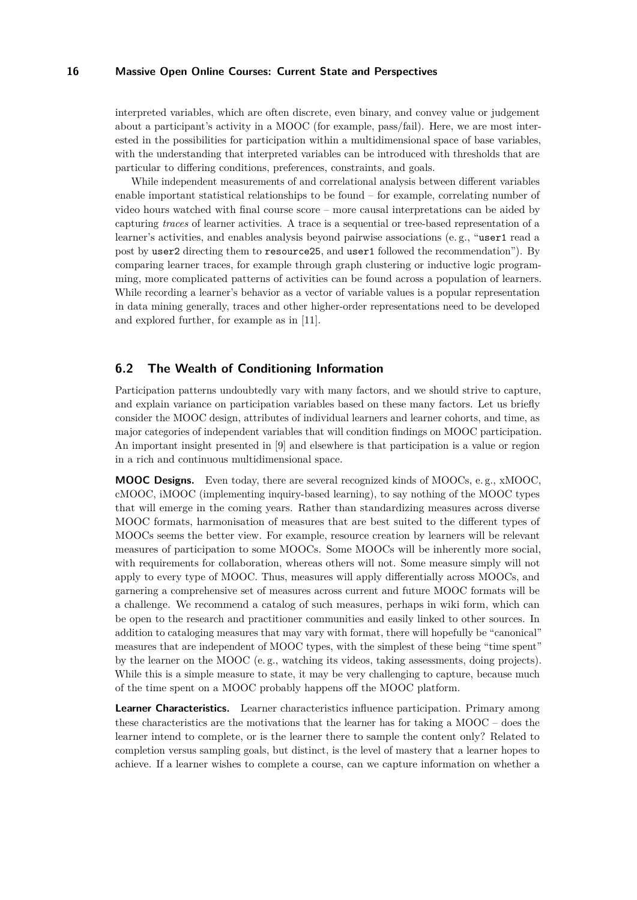interpreted variables, which are often discrete, even binary, and convey value or judgement about a participant's activity in a MOOC (for example, pass/fail). Here, we are most interested in the possibilities for participation within a multidimensional space of base variables, with the understanding that interpreted variables can be introduced with thresholds that are particular to differing conditions, preferences, constraints, and goals.

While independent measurements of and correlational analysis between different variables enable important statistical relationships to be found – for example, correlating number of video hours watched with final course score – more causal interpretations can be aided by capturing *traces* of learner activities. A trace is a sequential or tree-based representation of a learner's activities, and enables analysis beyond pairwise associations (e. g., "`user1` read a post by `user2` directing them to `resource25`, and `user1` followed the recommendation"). By comparing learner traces, for example through graph clustering or inductive logic programming, more complicated patterns of activities can be found across a population of learners. While recording a learner's behavior as a vector of variable values is a popular representation in data mining generally, traces and other higher-order representations need to be developed and explored further, for example as in [11].

## 6.2 The Wealth of Conditioning Information

Participation patterns undoubtedly vary with many factors, and we should strive to capture, and explain variance on participation variables based on these many factors. Let us briefly consider the MOOC design, attributes of individual learners and learner cohorts, and time, as major categories of independent variables that will condition findings on MOOC participation. An important insight presented in [9] and elsewhere is that participation is a value or region in a rich and continuous multidimensional space.

**MOOC Designs.** Even today, there are several recognized kinds of MOOCs, e. g., xMOOC, cMOOC, iMOOC (implementing inquiry-based learning), to say nothing of the MOOC types that will emerge in the coming years. Rather than standardizing measures across diverse MOOC formats, harmonisation of measures that are best suited to the different types of MOOCs seems the better view. For example, resource creation by learners will be relevant measures of participation to some MOOCs. Some MOOCs will be inherently more social, with requirements for collaboration, whereas others will not. Some measure simply will not apply to every type of MOOC. Thus, measures will apply differentially across MOOCs, and garnering a comprehensive set of measures across current and future MOOC formats will be a challenge. We recommend a catalog of such measures, perhaps in wiki form, which can be open to the research and practitioner communities and easily linked to other sources. In addition to cataloging measures that may vary with format, there will hopefully be "canonical" measures that are independent of MOOC types, with the simplest of these being "time spent" by the learner on the MOOC (e. g., watching its videos, taking assessments, doing projects). While this is a simple measure to state, it may be very challenging to capture, because much of the time spent on a MOOC probably happens off the MOOC platform.

**Learner Characteristics.** Learner characteristics influence participation. Primary among these characteristics are the motivations that the learner has for taking a MOOC – does the learner intend to complete, or is the learner there to sample the content only? Related to completion versus sampling goals, but distinct, is the level of mastery that a learner hopes to achieve. If a learner wishes to complete a course, can we capture information on whether a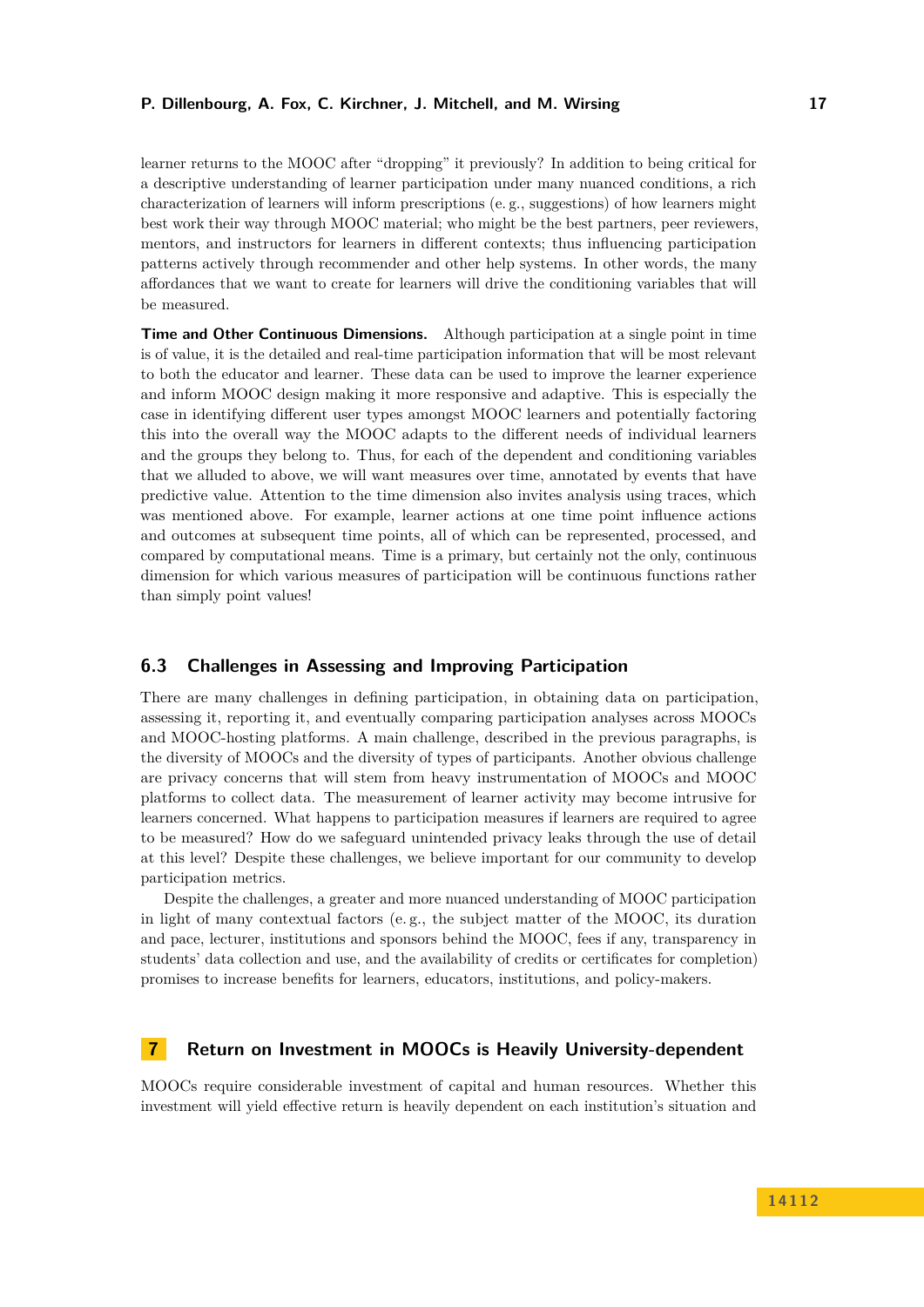learner returns to the MOOC after "dropping" it previously? In addition to being critical for a descriptive understanding of learner participation under many nuanced conditions, a rich characterization of learners will inform prescriptions (e. g., suggestions) of how learners might best work their way through MOOC material; who might be the best partners, peer reviewers, mentors, and instructors for learners in different contexts; thus influencing participation patterns actively through recommender and other help systems. In other words, the many affordances that we want to create for learners will drive the conditioning variables that will be measured.

**Time and Other Continuous Dimensions.** Although participation at a single point in time is of value, it is the detailed and real-time participation information that will be most relevant to both the educator and learner. These data can be used to improve the learner experience and inform MOOC design making it more responsive and adaptive. This is especially the case in identifying different user types amongst MOOC learners and potentially factoring this into the overall way the MOOC adapts to the different needs of individual learners and the groups they belong to. Thus, for each of the dependent and conditioning variables that we alluded to above, we will want measures over time, annotated by events that have predictive value. Attention to the time dimension also invites analysis using traces, which was mentioned above. For example, learner actions at one time point influence actions and outcomes at subsequent time points, all of which can be represented, processed, and compared by computational means. Time is a primary, but certainly not the only, continuous dimension for which various measures of participation will be continuous functions rather than simply point values!

### 6.3 Challenges in Assessing and Improving Participation

There are many challenges in defining participation, in obtaining data on participation, assessing it, reporting it, and eventually comparing participation analyses across MOOCs and MOOC-hosting platforms. A main challenge, described in the previous paragraphs, is the diversity of MOOCs and the diversity of types of participants. Another obvious challenge are privacy concerns that will stem from heavy instrumentation of MOOCs and MOOC platforms to collect data. The measurement of learner activity may become intrusive for learners concerned. What happens to participation measures if learners are required to agree to be measured? How do we safeguard unintended privacy leaks through the use of detail at this level? Despite these challenges, we believe important for our community to develop participation metrics.

Despite the challenges, a greater and more nuanced understanding of MOOC participation in light of many contextual factors (e. g., the subject matter of the MOOC, its duration and pace, lecturer, institutions and sponsors behind the MOOC, fees if any, transparency in students' data collection and use, and the availability of credits or certificates for completion) promises to increase benefits for learners, educators, institutions, and policy-makers.

## 7 Return on Investment in MOOCs is Heavily University-dependent

MOOCs require considerable investment of capital and human resources. Whether this investment will yield effective return is heavily dependent on each institution's situation and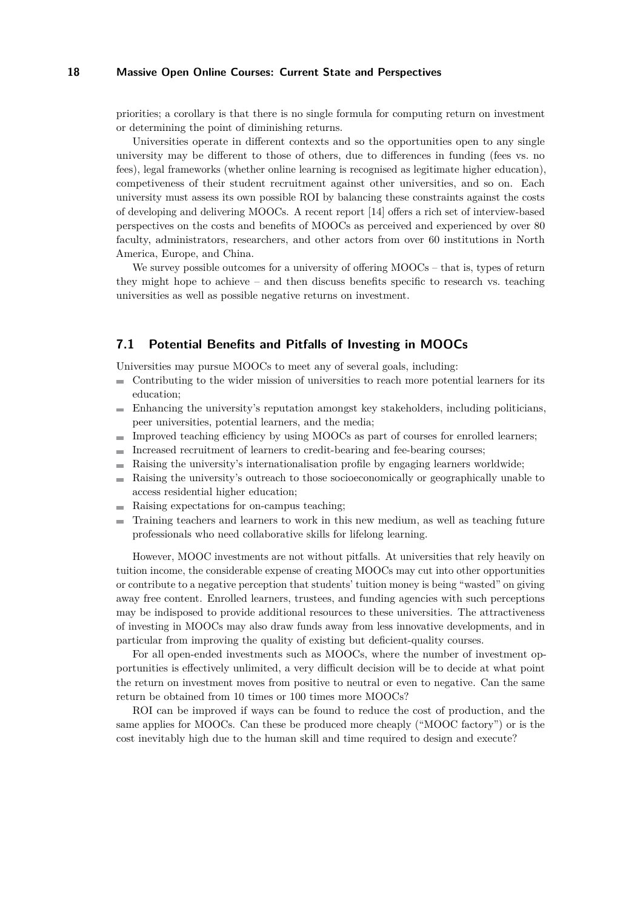priorities; a corollary is that there is no single formula for computing return on investment or determining the point of diminishing returns.

Universities operate in different contexts and so the opportunities open to any single university may be different to those of others, due to differences in funding (fees vs. no fees), legal frameworks (whether online learning is recognised as legitimate higher education), competiveness of their student recruitment against other universities, and so on. Each university must assess its own possible ROI by balancing these constraints against the costs of developing and delivering MOOCs. A recent report [14] offers a rich set of interview-based perspectives on the costs and benefits of MOOCs as perceived and experienced by over 80 faculty, administrators, researchers, and other actors from over 60 institutions in North America, Europe, and China.

We survey possible outcomes for a university of offering MOOCs – that is, types of return they might hope to achieve – and then discuss benefits specific to research vs. teaching universities as well as possible negative returns on investment.

## 7.1 Potential Benefits and Pitfalls of Investing in MOOCs

Universities may pursue MOOCs to meet any of several goals, including:

- Contributing to the wider mission of universities to reach more potential learners for its education;
- Enhancing the university's reputation amongst key stakeholders, including politicians, peer universities, potential learners, and the media;
- Improved teaching efficiency by using MOOCs as part of courses for enrolled learners;
- Increased recruitment of learners to credit-bearing and fee-bearing courses;
- Raising the university's internationalisation profile by engaging learners worldwide;
- Raising the university's outreach to those socioeconomically or geographically unable to access residential higher education;
- Raising expectations for on-campus teaching;
- Training teachers and learners to work in this new medium, as well as teaching future professionals who need collaborative skills for lifelong learning.

However, MOOC investments are not without pitfalls. At universities that rely heavily on tuition income, the considerable expense of creating MOOCs may cut into other opportunities or contribute to a negative perception that students' tuition money is being "wasted" on giving away free content. Enrolled learners, trustees, and funding agencies with such perceptions may be indisposed to provide additional resources to these universities. The attractiveness of investing in MOOCs may also draw funds away from less innovative developments, and in particular from improving the quality of existing but deficient-quality courses.

For all open-ended investments such as MOOCs, where the number of investment opportunities is effectively unlimited, a very difficult decision will be to decide at what point the return on investment moves from positive to neutral or even to negative. Can the same return be obtained from 10 times or 100 times more MOOCs?

ROI can be improved if ways can be found to reduce the cost of production, and the same applies for MOOCs. Can these be produced more cheaply ("MOOC factory") or is the cost inevitably high due to the human skill and time required to design and execute?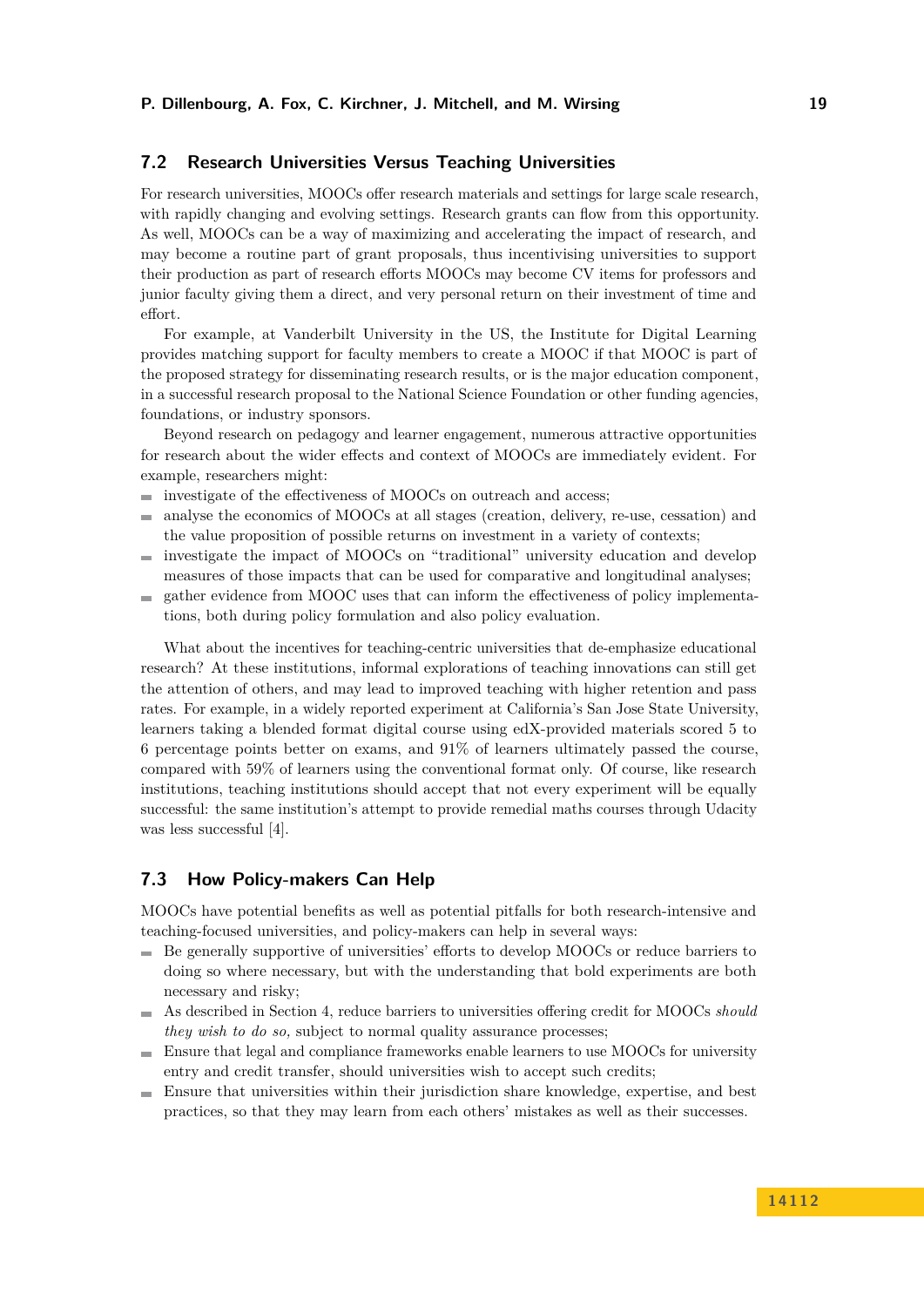## 7.2 Research Universities Versus Teaching Universities

For research universities, MOOCs offer research materials and settings for large scale research, with rapidly changing and evolving settings. Research grants can flow from this opportunity. As well, MOOCs can be a way of maximizing and accelerating the impact of research, and may become a routine part of grant proposals, thus incentivising universities to support their production as part of research efforts MOOCs may become CV items for professors and junior faculty giving them a direct, and very personal return on their investment of time and effort.

For example, at Vanderbilt University in the US, the Institute for Digital Learning provides matching support for faculty members to create a MOOC if that MOOC is part of the proposed strategy for disseminating research results, or is the major education component, in a successful research proposal to the National Science Foundation or other funding agencies, foundations, or industry sponsors.

Beyond research on pedagogy and learner engagement, numerous attractive opportunities for research about the wider effects and context of MOOCs are immediately evident. For example, researchers might:

- investigate of the effectiveness of MOOCs on outreach and access;
- analyse the economics of MOOCs at all stages (creation, delivery, re-use, cessation) and the value proposition of possible returns on investment in a variety of contexts;
- investigate the impact of MOOCs on "traditional" university education and develop measures of those impacts that can be used for comparative and longitudinal analyses;
- gather evidence from MOOC uses that can inform the effectiveness of policy implementations, both during policy formulation and also policy evaluation.

What about the incentives for teaching-centric universities that de-emphasize educational research? At these institutions, informal explorations of teaching innovations can still get the attention of others, and may lead to improved teaching with higher retention and pass rates. For example, in a widely reported experiment at California's San Jose State University, learners taking a blended format digital course using edX-provided materials scored 5 to 6 percentage points better on exams, and 91% of learners ultimately passed the course, compared with 59% of learners using the conventional format only. Of course, like research institutions, teaching institutions should accept that not every experiment will be equally successful: the same institution's attempt to provide remedial maths courses through Udacity was less successful [4].

## 7.3 How Policy-makers Can Help

MOOCs have potential benefits as well as potential pitfalls for both research-intensive and teaching-focused universities, and policy-makers can help in several ways:

- Be generally supportive of universities' efforts to develop MOOCs or reduce barriers to doing so where necessary, but with the understanding that bold experiments are both necessary and risky;
- As described in Section 4, reduce barriers to universities offering credit for MOOCs *should they wish to do so,* subject to normal quality assurance processes;
- Ensure that legal and compliance frameworks enable learners to use MOOCs for university entry and credit transfer, should universities wish to accept such credits;
- Ensure that universities within their jurisdiction share knowledge, expertise, and best practices, so that they may learn from each others' mistakes as well as their successes.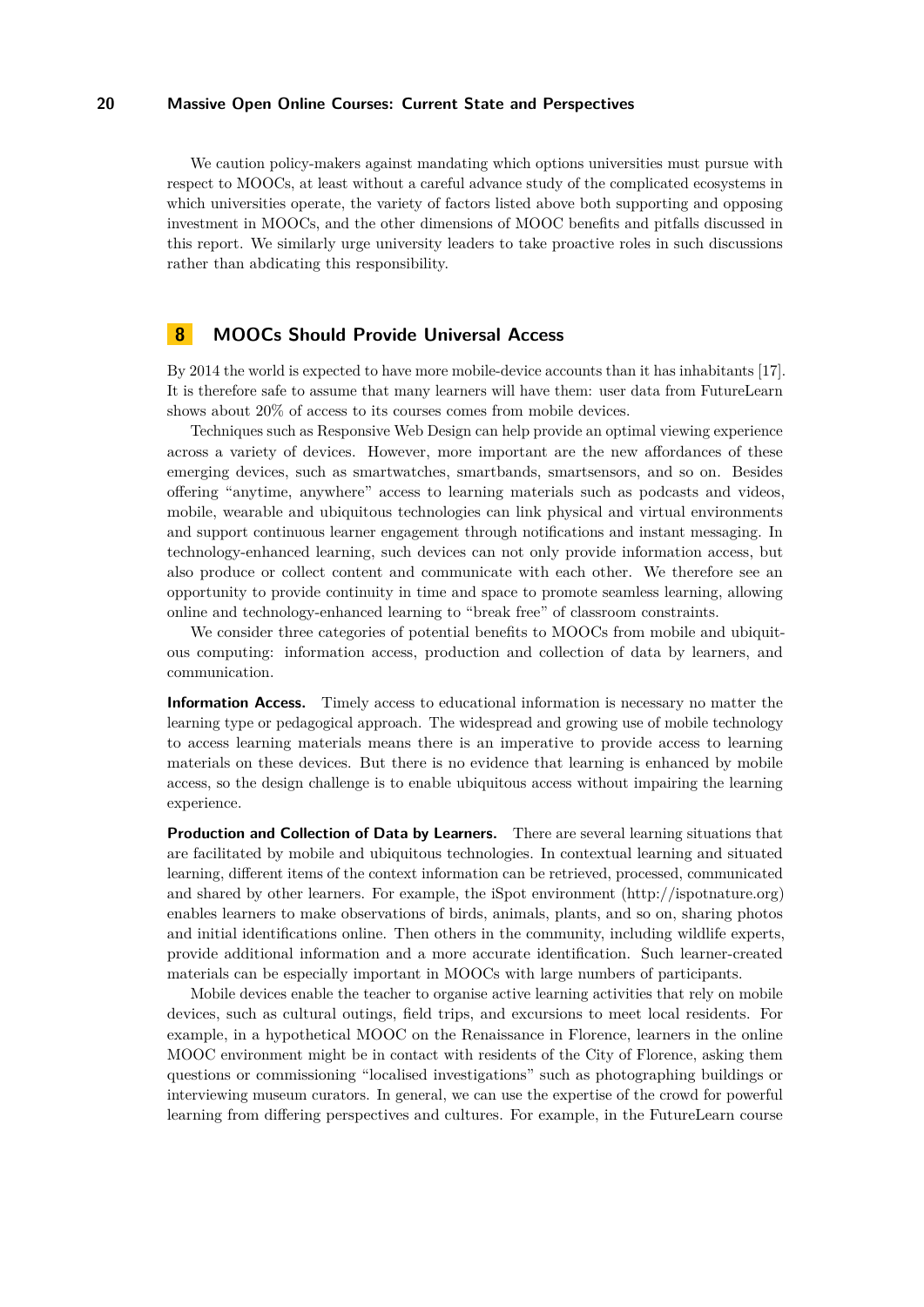We caution policy-makers against mandating which options universities must pursue with respect to MOOCs, at least without a careful advance study of the complicated ecosystems in which universities operate, the variety of factors listed above both supporting and opposing investment in MOOCs, and the other dimensions of MOOC benefits and pitfalls discussed in this report. We similarly urge university leaders to take proactive roles in such discussions rather than abdicating this responsibility.

## 8 MOOCs Should Provide Universal Access

By 2014 the world is expected to have more mobile-device accounts than it has inhabitants [17]. It is therefore safe to assume that many learners will have them: user data from FutureLearn shows about 20% of access to its courses comes from mobile devices.

Techniques such as Responsive Web Design can help provide an optimal viewing experience across a variety of devices. However, more important are the new affordances of these emerging devices, such as smartwatches, smartbands, smartsensors, and so on. Besides offering "anytime, anywhere" access to learning materials such as podcasts and videos, mobile, wearable and ubiquitous technologies can link physical and virtual environments and support continuous learner engagement through notifications and instant messaging. In technology-enhanced learning, such devices can not only provide information access, but also produce or collect content and communicate with each other. We therefore see an opportunity to provide continuity in time and space to promote seamless learning, allowing online and technology-enhanced learning to "break free" of classroom constraints.

We consider three categories of potential benefits to MOOCs from mobile and ubiquitous computing: information access, production and collection of data by learners, and communication.

**Information Access.** Timely access to educational information is necessary no matter the learning type or pedagogical approach. The widespread and growing use of mobile technology to access learning materials means there is an imperative to provide access to learning materials on these devices. But there is no evidence that learning is enhanced by mobile access, so the design challenge is to enable ubiquitous access without impairing the learning experience.

**Production and Collection of Data by Learners.** There are several learning situations that are facilitated by mobile and ubiquitous technologies. In contextual learning and situated learning, different items of the context information can be retrieved, processed, communicated and shared by other learners. For example, the iSpot environment (http://ispotnature.org) enables learners to make observations of birds, animals, plants, and so on, sharing photos and initial identifications online. Then others in the community, including wildlife experts, provide additional information and a more accurate identification. Such learner-created materials can be especially important in MOOCs with large numbers of participants.

Mobile devices enable the teacher to organise active learning activities that rely on mobile devices, such as cultural outings, field trips, and excursions to meet local residents. For example, in a hypothetical MOOC on the Renaissance in Florence, learners in the online MOOC environment might be in contact with residents of the City of Florence, asking them questions or commissioning "localised investigations" such as photographing buildings or interviewing museum curators. In general, we can use the expertise of the crowd for powerful learning from differing perspectives and cultures. For example, in the FutureLearn course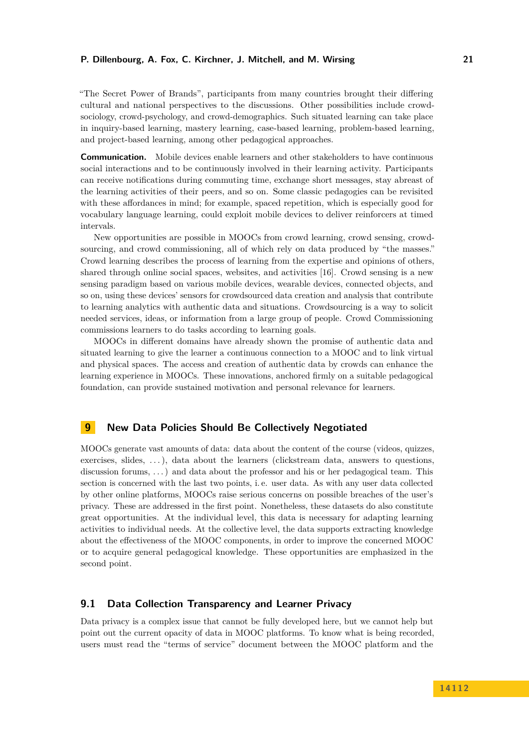"The Secret Power of Brands", participants from many countries brought their differing cultural and national perspectives to the discussions. Other possibilities include crowd-sociology, crowd-psychology, and crowd-demographics. Such situated learning can take place in inquiry-based learning, mastery learning, case-based learning, problem-based learning, and project-based learning, among other pedagogical approaches.

**Communication.** Mobile devices enable learners and other stakeholders to have continuous social interactions and to be continuously involved in their learning activity. Participants can receive notifications during commuting time, exchange short messages, stay abreast of the learning activities of their peers, and so on. Some classic pedagogies can be revisited with these affordances in mind; for example, spaced repetition, which is especially good for vocabulary language learning, could exploit mobile devices to deliver reinforcers at timed intervals.

New opportunities are possible in MOOCs from crowd learning, crowd sensing, crowd-sourcing, and crowd commissioning, all of which rely on data produced by "the masses." Crowd learning describes the process of learning from the expertise and opinions of others, shared through online social spaces, websites, and activities [16]. Crowd sensing is a new sensing paradigm based on various mobile devices, wearable devices, connected objects, and so on, using these devices' sensors for crowdsourced data creation and analysis that contribute to learning analytics with authentic data and situations. Crowdsourcing is a way to solicit needed services, ideas, or information from a large group of people. Crowd Commissioning commissions learners to do tasks according to learning goals.

MOOCs in different domains have already shown the promise of authentic data and situated learning to give the learner a continuous connection to a MOOC and to link virtual and physical spaces. The access and creation of authentic data by crowds can enhance the learning experience in MOOCs. These innovations, anchored firmly on a suitable pedagogical foundation, can provide sustained motivation and personal relevance for learners.

## 9 New Data Policies Should Be Collectively Negotiated

MOOCs generate vast amounts of data: data about the content of the course (videos, quizzes, exercises, slides, ...), data about the learners (clickstream data, answers to questions, discussion forums, ...) and data about the professor and his or her pedagogical team. This section is concerned with the last two points, i. e. user data. As with any user data collected by other online platforms, MOOCs raise serious concerns on possible breaches of the user's privacy. These are addressed in the first point. Nonetheless, these datasets do also constitute great opportunities. At the individual level, this data is necessary for adapting learning activities to individual needs. At the collective level, the data supports extracting knowledge about the effectiveness of the MOOC components, in order to improve the concerned MOOC or to acquire general pedagogical knowledge. These opportunities are emphasized in the second point.

### 9.1 Data Collection Transparency and Learner Privacy

Data privacy is a complex issue that cannot be fully developed here, but we cannot help but point out the current opacity of data in MOOC platforms. To know what is being recorded, users must read the "terms of service" document between the MOOC platform and the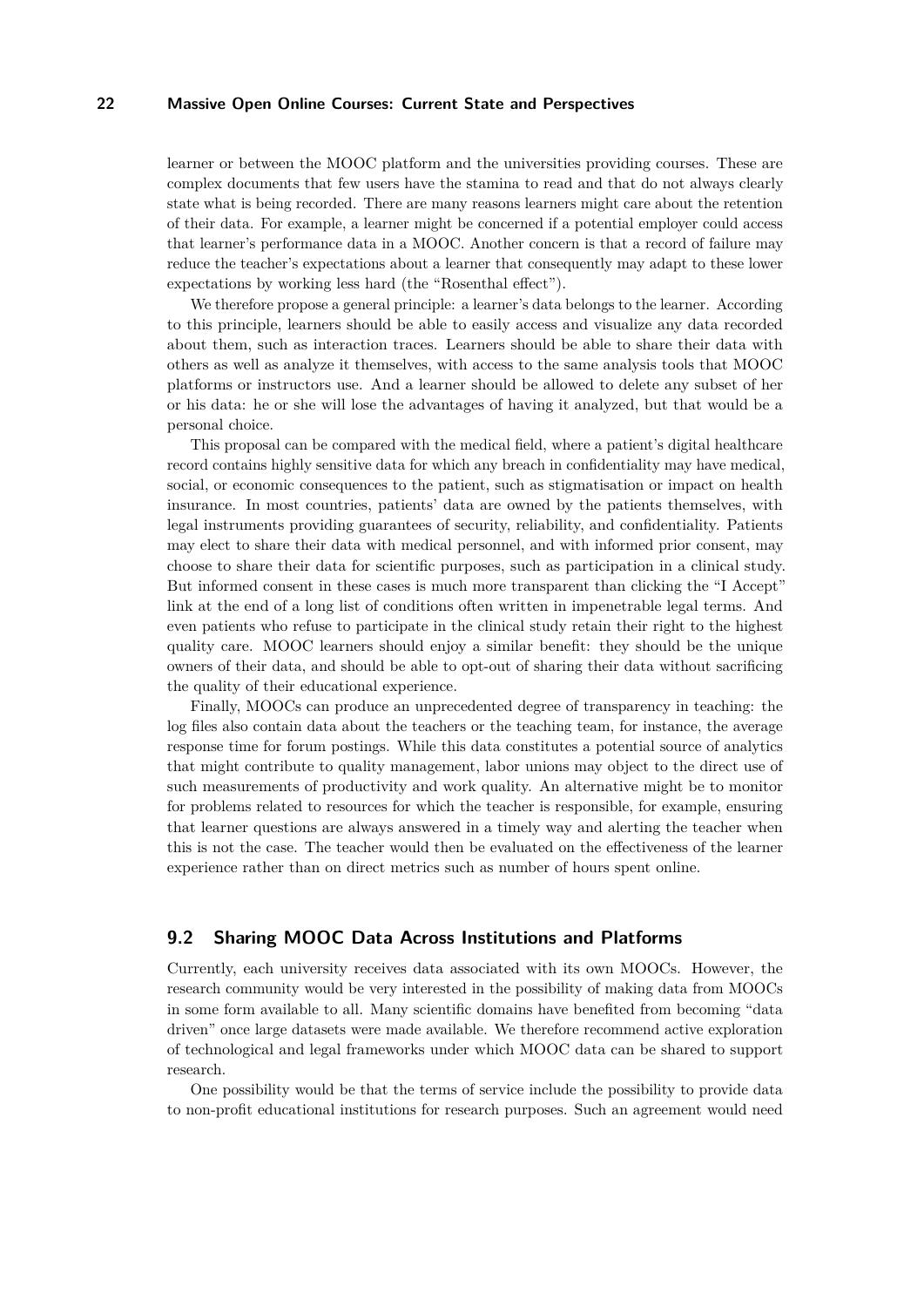learner or between the MOOC platform and the universities providing courses. These are complex documents that few users have the stamina to read and that do not always clearly state what is being recorded. There are many reasons learners might care about the retention of their data. For example, a learner might be concerned if a potential employer could access that learner's performance data in a MOOC. Another concern is that a record of failure may reduce the teacher's expectations about a learner that consequently may adapt to these lower expectations by working less hard (the "Rosenthal effect").

We therefore propose a general principle: a learner's data belongs to the learner. According to this principle, learners should be able to easily access and visualize any data recorded about them, such as interaction traces. Learners should be able to share their data with others as well as analyze it themselves, with access to the same analysis tools that MOOC platforms or instructors use. And a learner should be allowed to delete any subset of her or his data: he or she will lose the advantages of having it analyzed, but that would be a personal choice.

This proposal can be compared with the medical field, where a patient's digital healthcare record contains highly sensitive data for which any breach in confidentiality may have medical, social, or economic consequences to the patient, such as stigmatisation or impact on health insurance. In most countries, patients' data are owned by the patients themselves, with legal instruments providing guarantees of security, reliability, and confidentiality. Patients may elect to share their data with medical personnel, and with informed prior consent, may choose to share their data for scientific purposes, such as participation in a clinical study. But informed consent in these cases is much more transparent than clicking the "I Accept" link at the end of a long list of conditions often written in impenetrable legal terms. And even patients who refuse to participate in the clinical study retain their right to the highest quality care. MOOC learners should enjoy a similar benefit: they should be the unique owners of their data, and should be able to opt-out of sharing their data without sacrificing the quality of their educational experience.

Finally, MOOCs can produce an unprecedented degree of transparency in teaching: the log files also contain data about the teachers or the teaching team, for instance, the average response time for forum postings. While this data constitutes a potential source of analytics that might contribute to quality management, labor unions may object to the direct use of such measurements of productivity and work quality. An alternative might be to monitor for problems related to resources for which the teacher is responsible, for example, ensuring that learner questions are always answered in a timely way and alerting the teacher when this is not the case. The teacher would then be evaluated on the effectiveness of the learner experience rather than on direct metrics such as number of hours spent online.

## 9.2 Sharing MOOC Data Across Institutions and Platforms

Currently, each university receives data associated with its own MOOCs. However, the research community would be very interested in the possibility of making data from MOOCs in some form available to all. Many scientific domains have benefited from becoming "data driven" once large datasets were made available. We therefore recommend active exploration of technological and legal frameworks under which MOOC data can be shared to support research.

One possibility would be that the terms of service include the possibility to provide data to non-profit educational institutions for research purposes. Such an agreement would need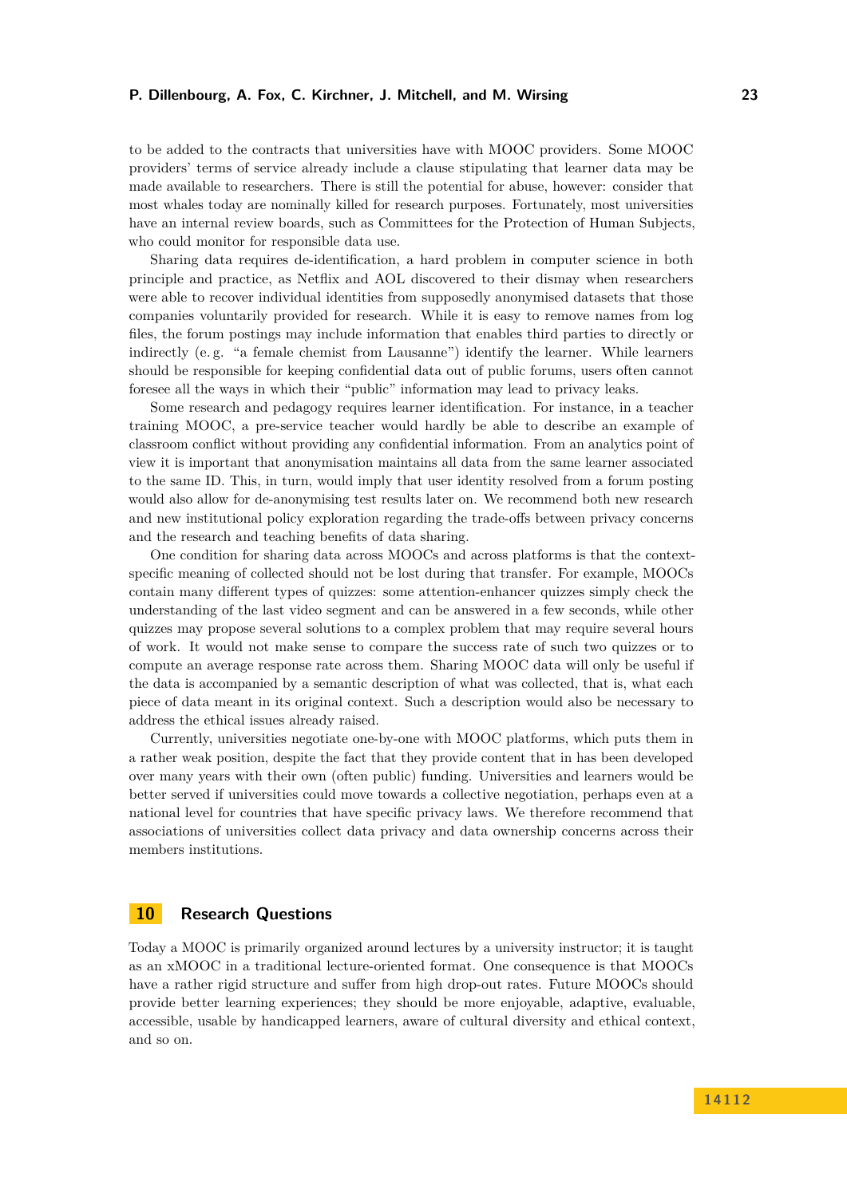to be added to the contracts that universities have with MOOC providers. Some MOOC providers' terms of service already include a clause stipulating that learner data may be made available to researchers. There is still the potential for abuse, however: consider that most whales today are nominally killed for research purposes. Fortunately, most universities have an internal review boards, such as Committees for the Protection of Human Subjects, who could monitor for responsible data use.

Sharing data requires de-identification, a hard problem in computer science in both principle and practice, as Netflix and AOL discovered to their dismay when researchers were able to recover individual identities from supposedly anonymised datasets that those companies voluntarily provided for research. While it is easy to remove names from log files, the forum postings may include information that enables third parties to directly or indirectly (e. g. "a female chemist from Lausanne") identify the learner. While learners should be responsible for keeping confidential data out of public forums, users often cannot foresee all the ways in which their "public" information may lead to privacy leaks.

Some research and pedagogy requires learner identification. For instance, in a teacher training MOOC, a pre-service teacher would hardly be able to describe an example of classroom conflict without providing any confidential information. From an analytics point of view it is important that anonymisation maintains all data from the same learner associated to the same ID. This, in turn, would imply that user identity resolved from a forum posting would also allow for de-anonymising test results later on. We recommend both new research and new institutional policy exploration regarding the trade-offs between privacy concerns and the research and teaching benefits of data sharing.

One condition for sharing data across MOOCs and across platforms is that the context-specific meaning of collected should not be lost during that transfer. For example, MOOCs contain many different types of quizzes: some attention-enhancer quizzes simply check the understanding of the last video segment and can be answered in a few seconds, while other quizzes may propose several solutions to a complex problem that may require several hours of work. It would not make sense to compare the success rate of such two quizzes or to compute an average response rate across them. Sharing MOOC data will only be useful if the data is accompanied by a semantic description of what was collected, that is, what each piece of data meant in its original context. Such a description would also be necessary to address the ethical issues already raised.

Currently, universities negotiate one-by-one with MOOC platforms, which puts them in a rather weak position, despite the fact that they provide content that in has been developed over many years with their own (often public) funding. Universities and learners would be better served if universities could move towards a collective negotiation, perhaps even at a national level for countries that have specific privacy laws. We therefore recommend that associations of universities collect data privacy and data ownership concerns across their members institutions.

## 10 Research Questions

Today a MOOC is primarily organized around lectures by a university instructor; it is taught as an xMOOC in a traditional lecture-oriented format. One consequence is that MOOCs have a rather rigid structure and suffer from high drop-out rates. Future MOOCs should provide better learning experiences; they should be more enjoyable, adaptive, evaluable, accessible, usable by handicapped learners, aware of cultural diversity and ethical context, and so on.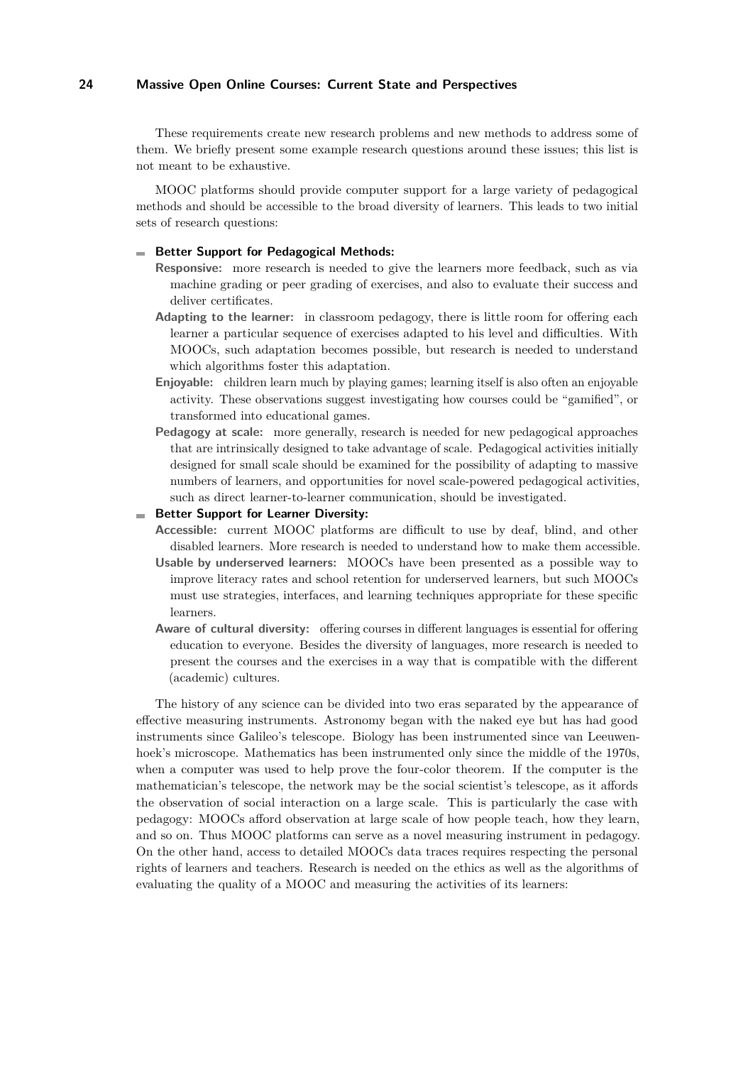These requirements create new research problems and new methods to address some of them. We briefly present some example research questions around these issues; this list is not meant to be exhaustive.

MOOC platforms should provide computer support for a large variety of pedagogical methods and should be accessible to the broad diversity of learners. This leads to two initial sets of research questions:

- **Better Support for Pedagogical Methods:**
  - **Responsive:** more research is needed to give the learners more feedback, such as via machine grading or peer grading of exercises, and also to evaluate their success and deliver certificates.
  - **Adapting to the learner:** in classroom pedagogy, there is little room for offering each learner a particular sequence of exercises adapted to his level and difficulties. With MOOCs, such adaptation becomes possible, but research is needed to understand which algorithms foster this adaptation.
  - **Enjoyable:** children learn much by playing games; learning itself is also often an enjoyable activity. These observations suggest investigating how courses could be "gamified", or transformed into educational games.
  - **Pedagogy at scale:** more generally, research is needed for new pedagogical approaches that are intrinsically designed to take advantage of scale. Pedagogical activities initially designed for small scale should be examined for the possibility of adapting to massive numbers of learners, and opportunities for novel scale-powered pedagogical activities, such as direct learner-to-learner communication, should be investigated.
- **Better Support for Learner Diversity:**
  - **Accessible:** current MOOC platforms are difficult to use by deaf, blind, and other disabled learners. More research is needed to understand how to make them accessible.
  - **Usable by underserved learners:** MOOCs have been presented as a possible way to improve literacy rates and school retention for underserved learners, but such MOOCs must use strategies, interfaces, and learning techniques appropriate for these specific learners.
  - **Aware of cultural diversity:** offering courses in different languages is essential for offering education to everyone. Besides the diversity of languages, more research is needed to present the courses and the exercises in a way that is compatible with the different (academic) cultures.

The history of any science can be divided into two eras separated by the appearance of effective measuring instruments. Astronomy began with the naked eye but has had good instruments since Galileo's telescope. Biology has been instrumented since van Leeuwenhoek's microscope. Mathematics has been instrumented only since the middle of the 1970s, when a computer was used to help prove the four-color theorem. If the computer is the mathematician's telescope, the network may be the social scientist's telescope, as it affords the observation of social interaction on a large scale. This is particularly the case with pedagogy: MOOCs afford observation at large scale of how people teach, how they learn, and so on. Thus MOOC platforms can serve as a novel measuring instrument in pedagogy. On the other hand, access to detailed MOOCs data traces requires respecting the personal rights of learners and teachers. Research is needed on the ethics as well as the algorithms of evaluating the quality of a MOOC and measuring the activities of its learners: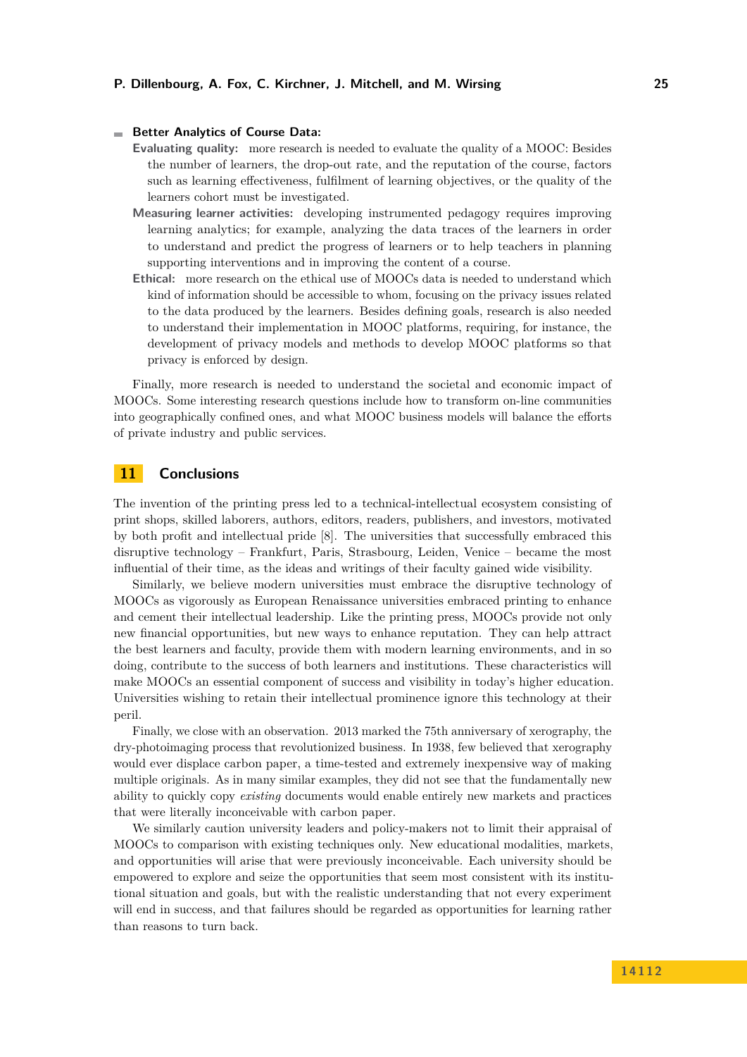- **Better Analytics of Course Data:**
  - **Evaluating quality:** more research is needed to evaluate the quality of a MOOC: Besides the number of learners, the drop-out rate, and the reputation of the course, factors such as learning effectiveness, fulfilment of learning objectives, or the quality of the learners cohort must be investigated.
  - **Measuring learner activities:** developing instrumented pedagogy requires improving learning analytics; for example, analyzing the data traces of the learners in order to understand and predict the progress of learners or to help teachers in planning supporting interventions and in improving the content of a course.
  - **Ethical:** more research on the ethical use of MOOCs data is needed to understand which kind of information should be accessible to whom, focusing on the privacy issues related to the data produced by the learners. Besides defining goals, research is also needed to understand their implementation in MOOC platforms, requiring, for instance, the development of privacy models and methods to develop MOOC platforms so that privacy is enforced by design.

Finally, more research is needed to understand the societal and economic impact of MOOCs. Some interesting research questions include how to transform on-line communities into geographically confined ones, and what MOOC business models will balance the efforts of private industry and public services.

## 11 Conclusions

The invention of the printing press led to a technical-intellectual ecosystem consisting of print shops, skilled laborers, authors, editors, readers, publishers, and investors, motivated by both profit and intellectual pride [8]. The universities that successfully embraced this disruptive technology – Frankfurt, Paris, Strasbourg, Leiden, Venice – became the most influential of their time, as the ideas and writings of their faculty gained wide visibility.

Similarly, we believe modern universities must embrace the disruptive technology of MOOCs as vigorously as European Renaissance universities embraced printing to enhance and cement their intellectual leadership. Like the printing press, MOOCs provide not only new financial opportunities, but new ways to enhance reputation. They can help attract the best learners and faculty, provide them with modern learning environments, and in so doing, contribute to the success of both learners and institutions. These characteristics will make MOOCs an essential component of success and visibility in today's higher education. Universities wishing to retain their intellectual prominence ignore this technology at their peril.

Finally, we close with an observation. 2013 marked the 75th anniversary of xerography, the dry-photoimaging process that revolutionized business. In 1938, few believed that xerography would ever displace carbon paper, a time-tested and extremely inexpensive way of making multiple originals. As in many similar examples, they did not see that the fundamentally new ability to quickly copy *existing* documents would enable entirely new markets and practices that were literally inconceivable with carbon paper.

We similarly caution university leaders and policy-makers not to limit their appraisal of MOOCs to comparison with existing techniques only. New educational modalities, markets, and opportunities will arise that were previously inconceivable. Each university should be empowered to explore and seize the opportunities that seem most consistent with its institutional situation and goals, but with the realistic understanding that not every experiment will end in success, and that failures should be regarded as opportunities for learning rather than reasons to turn back.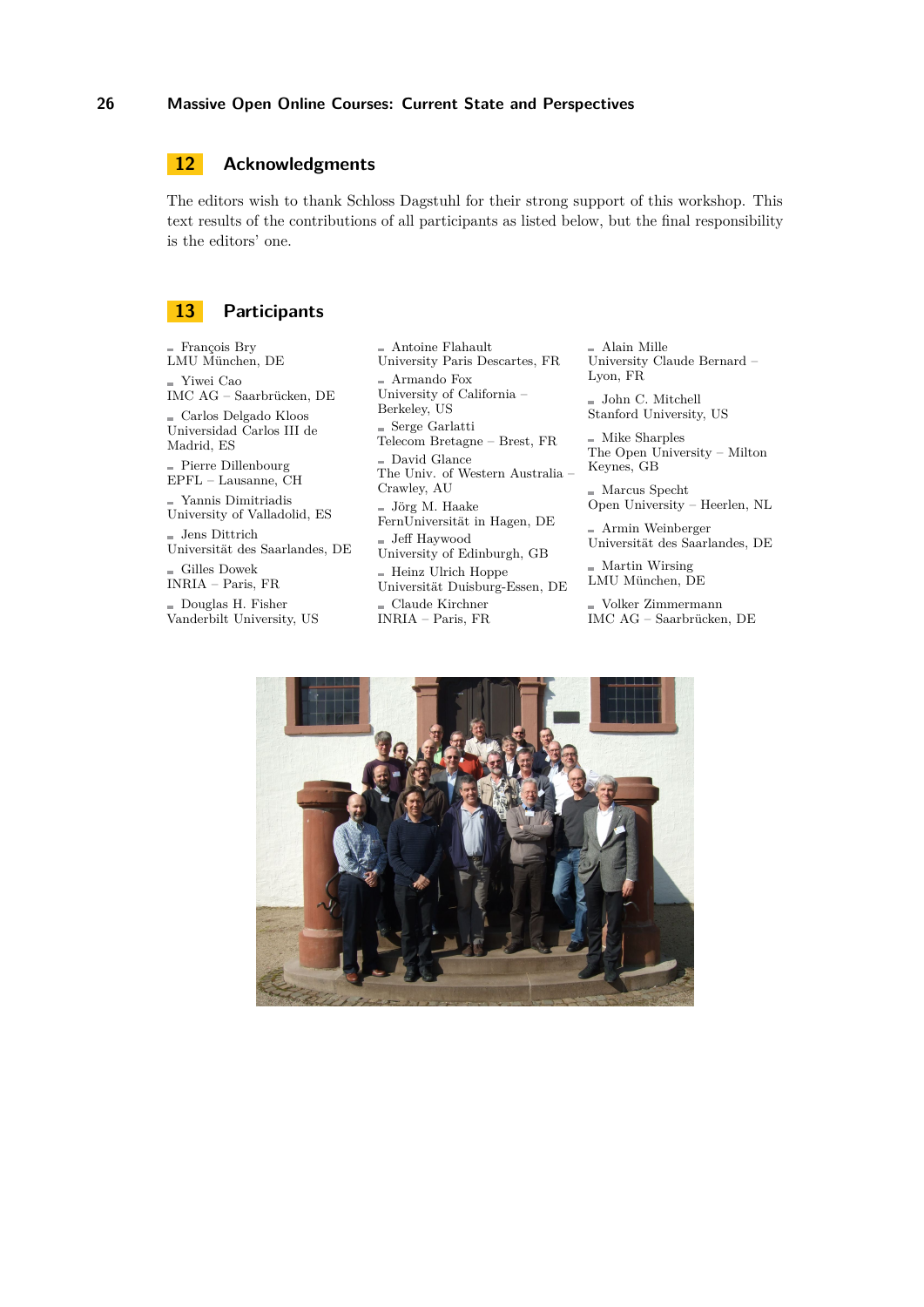## 12 Acknowledgments

The editors wish to thank Schloss Dagstuhl for their strong support of this workshop. This text results of the contributions of all participants as listed below, but the final responsibility is the editors' one.

## 13 Participants

- François Bry
LMU München, DE
- Yiwei Cao
IMC AG – Saarbrücken, DE
- Carlos Delgado Kloos
Universidad Carlos III de Madrid, ES
- Pierre Dillenbourg
EPFL – Lausanne, CH
- Yannis Dimitriadis
University of Valladolid, ES
- Jens Dittrich
Universität des Saarlandes, DE
- Gilles Dowek
INRIA – Paris, FR
- Douglas H. Fisher
Vanderbilt University, US
- Antoine Flahault
University Paris Descartes, FR
- Armando Fox
University of California – Berkeley, US
- Serge Garlatti
Telecom Bretagne – Brest, FR
- David Glance
The Univ. of Western Australia – Crawley, AU
- Jörg M. Haake
FernUniversität in Hagen, DE
- Jeff Haywood
University of Edinburgh, GB
- Heinz Ulrich Hoppe
Universität Duisburg-Essen, DE
- Claude Kirchner
INRIA – Paris, FR
- Alain Mille
University Claude Bernard – Lyon, FR
- John C. Mitchell
Stanford University, US
- Mike Sharples
The Open University – Milton Keynes, GB
- Marcus Specht
Open University – Heerlen, NL
- Armin Weinberger
Universität des Saarlandes, DE
- Martin Wirsing
LMU München, DE
- Volker Zimmermann
IMC AG – Saarbrücken, DE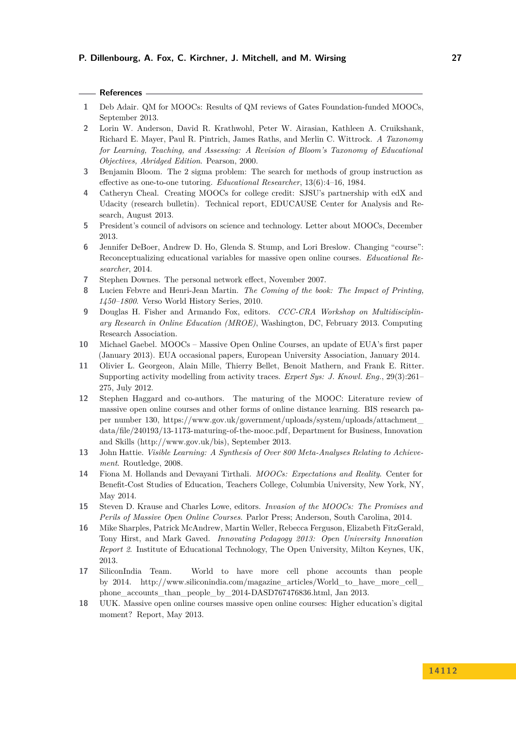## References

1. Deb Adair. QM for MOOCs: Results of QM reviews of Gates Foundation-funded MOOCs, September 2013.
2. Lorin W. Anderson, David R. Krathwohl, Peter W. Airasian, Kathleen A. Cruikshank, Richard E. Mayer, Paul R. Pintrich, James Raths, and Merlin C. Wittrock. *A Taxonomy for Learning, Teaching, and Assessing: A Revision of Bloom's Taxonomy of Educational Objectives, Abridged Edition*. Pearson, 2000.
3. Benjamin Bloom. The 2 sigma problem: The search for methods of group instruction as effective as one-to-one tutoring. *Educational Researcher*, 13(6):4–16, 1984.
4. Catheryn Cheal. Creating MOOCs for college credit: SJSU's partnership with edX and Udacity (research bulletin). Technical report, EDUCAUSE Center for Analysis and Research, August 2013.
5. President's council of advisors on science and technology. Letter about MOOCs, December 2013.
6. Jennifer DeBoer, Andrew D. Ho, Glenda S. Stump, and Lori Breslow. Changing "course": Reconceptualizing educational variables for massive open online courses. *Educational Researcher*, 2014.
7. Stephen Downes. The personal network effect, November 2007.
8. Lucien Febvre and Henri-Jean Martin. *The Coming of the book: The Impact of Printing, 1450–1800*. Verso World History Series, 2010.
9. Douglas H. Fisher and Armando Fox, editors. *CCC-CRA Workshop on Multidisciplinary Research in Online Education (MROE)*, Washington, DC, February 2013. Computing Research Association.
10. Michael Gaebel. MOOCs – Massive Open Online Courses, an update of EUA's first paper (January 2013). EUA occasional papers, European University Association, January 2014.
11. Olivier L. Georgeon, Alain Mille, Thierry Bellet, Benoit Mathern, and Frank E. Ritter. Supporting activity modelling from activity traces. *Expert Sys: J. Knowl. Eng.*, 29(3):261–275, July 2012.
12. Stephen Haggard and co-authors. The maturing of the MOOC: Literature review of massive open online courses and other forms of online distance learning. BIS research paper number 130, https://www.gov.uk/government/uploads/system/uploads/attachment_data/file/240193/13-1173-maturing-of-the-mooc.pdf, Department for Business, Innovation and Skills (http://www.gov.uk/bis), September 2013.
13. John Hattie. *Visible Learning: A Synthesis of Over 800 Meta-Analyses Relating to Achievement*. Routledge, 2008.
14. Fiona M. Hollands and Devayani Tirthali. *MOOCs: Expectations and Reality*. Center for Benefit-Cost Studies of Education, Teachers College, Columbia University, New York, NY, May 2014.
15. Steven D. Krause and Charles Lowe, editors. *Invasion of the MOOCs: The Promises and Perils of Massive Open Online Courses*. Parlor Press; Anderson, South Carolina, 2014.
16. Mike Sharples, Patrick McAndrew, Martin Weller, Rebecca Ferguson, Elizabeth FitzGerald, Tony Hirst, and Mark Gaved. *Innovating Pedagogy 2013: Open University Innovation Report 2*. Institute of Educational Technology, The Open University, Milton Keynes, UK, 2013.
17. SiliconIndia Team. World to have more cell phone accounts than people by 2014. http://www.siliconindia.com/magazine_articles/World_to_have_more_cell_phone_accounts_than_people_by_2014-DASD767476836.html, Jan 2013.
18. UUK. Massive open online courses massive open online courses: Higher education's digital moment? Report, May 2013.